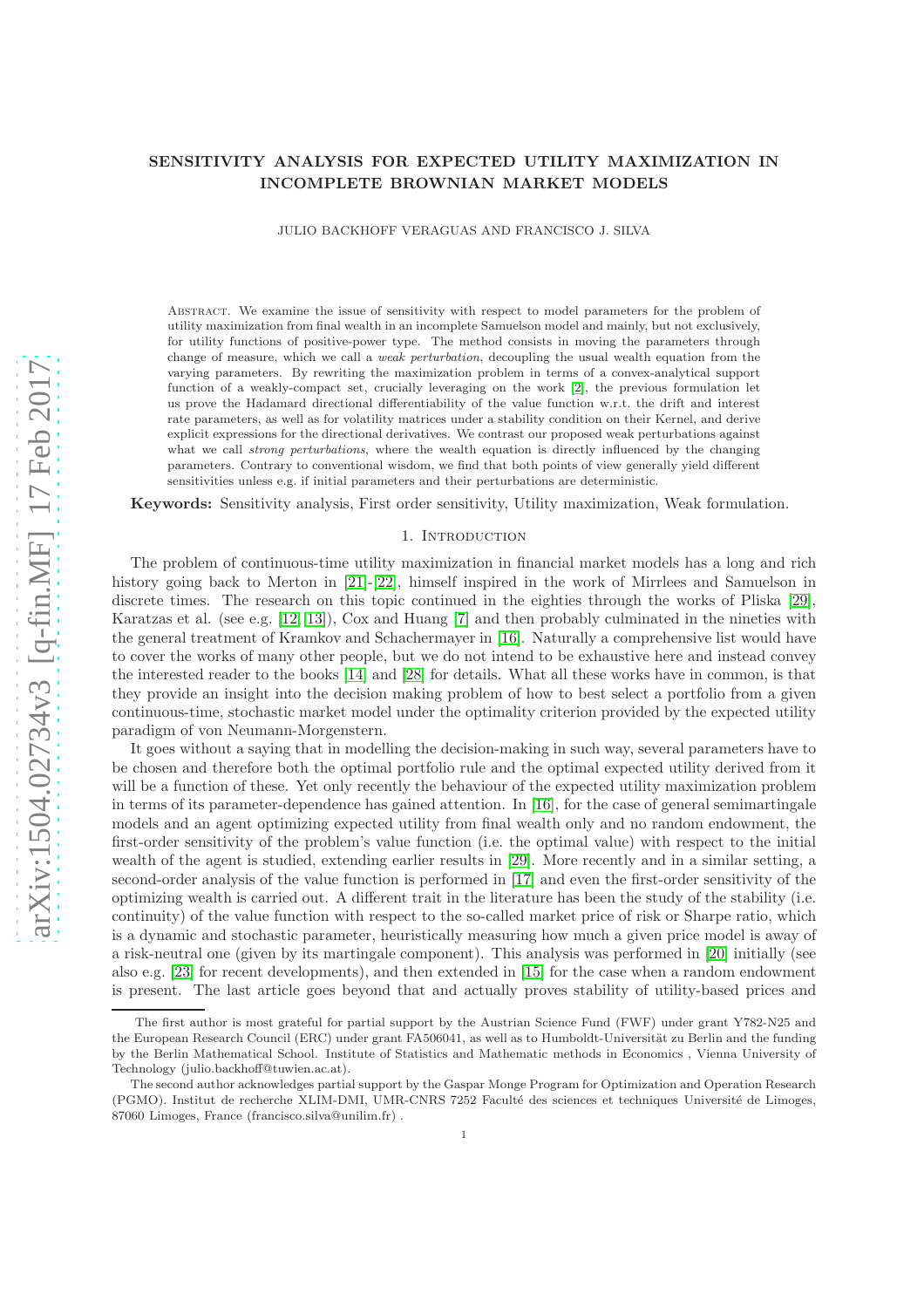# SENSITIVITY ANALYSIS FOR EXPECTED UTILITY MAXIMIZATION IN INCOMPLETE BROWNIAN MARKET MODELS

JULIO BACKHOFF VERAGUAS AND FRANCISCO J. SILVA

Abstract. We examine the issue of sensitivity with respect to model parameters for the problem of utility maximization from final wealth in an incomplete Samuelson model and mainly, but not exclusively, for utility functions of positive-power type. The method consists in moving the parameters through change of measure, which we call a *weak perturbation*, decoupling the usual wealth equation from the varying parameters. By rewriting the maximization problem in terms of a convex-analytical support function of a weakly-compact set, crucially leveraging on the work [2], the previous formulation let us prove the Hadamard directional differentiability of the value function w.r.t. the drift and interest rate parameters, as well as for volatility matrices under a stability condition on their Kernel, and derive explicit expressions for the directional derivatives. We contrast our proposed weak perturbations against what we call *strong perturbations*, where the wealth equation is directly influenced by the changing parameters. Contrary to conventional wisdom, we find that both points of view generally yield different sensitivities unless e.g. if initial parameters and their perturbations are deterministic.

**Keywords:** Sensitivity analysis, First order sensitivity, Utility maximization, Weak formulation.

## 1. Introduction

The problem of continuous-time utility maximization in financial market models has a long and rich history going back to Merton in [21]-[22], himself inspired in the work of Mirrlees and Samuelson in discrete times. The research on this topic continued in the eighties through the works of Pliska [29], Karatzas et al. (see e.g. [12, 13]), Cox and Huang [7] and then probably culminated in the nineties with the general treatment of Kramkov and Schachermayer in [16]. Naturally a comprehensive list would have to cover the works of many other people, but we do not intend to be exhaustive here and instead convey the interested reader to the books [14] and [28] for details. What all these works have in common, is that they provide an insight into the decision making problem of how to best select a portfolio from a given continuous-time, stochastic market model under the optimality criterion provided by the expected utility paradigm of von Neumann-Morgenstern.

It goes without a saying that in modelling the decision-making in such way, several parameters have to be chosen and therefore both the optimal portfolio rule and the optimal expected utility derived from it will be a function of these. Yet only recently the behaviour of the expected utility maximization problem in terms of its parameter-dependence has gained attention. In [16], for the case of general semimartingale models and an agent optimizing expected utility from final wealth only and no random endowment, the first-order sensitivity of the problem's value function (i.e. the optimal value) with respect to the initial wealth of the agent is studied, extending earlier results in [29]. More recently and in a similar setting, a second-order analysis of the value function is performed in [17] and even the first-order sensitivity of the optimizing wealth is carried out. A different trait in the literature has been the study of the stability (i.e. continuity) of the value function with respect to the so-called market price of risk or Sharpe ratio, which is a dynamic and stochastic parameter, heuristically measuring how much a given price model is away of a risk-neutral one (given by its martingale component). This analysis was performed in [20] initially (see also e.g. [23] for recent developments), and then extended in [15] for the case when a random endowment is present. The last article goes beyond that and actually proves stability of utility-based prices and

The first author is most grateful for partial support by the Austrian Science Fund (FWF) under grant Y782-N25 and the European Research Council (ERC) under grant FA506041, as well as to Humboldt-Universität zu Berlin and the funding by the Berlin Mathematical School. Institute of Statistics and Mathematic methods in Economics , Vienna University of Technology (julio.backhoff@tuwien.ac.at).

The second author acknowledges partial support by the Gaspar Monge Program for Optimization and Operation Research (PGMO). Institut de recherche XLIM-DMI, UMR-CNRS 7252 Faculté des sciences et techniques Université de Limoges, 87060 Limoges, France (francisco.silva@unilim.fr) .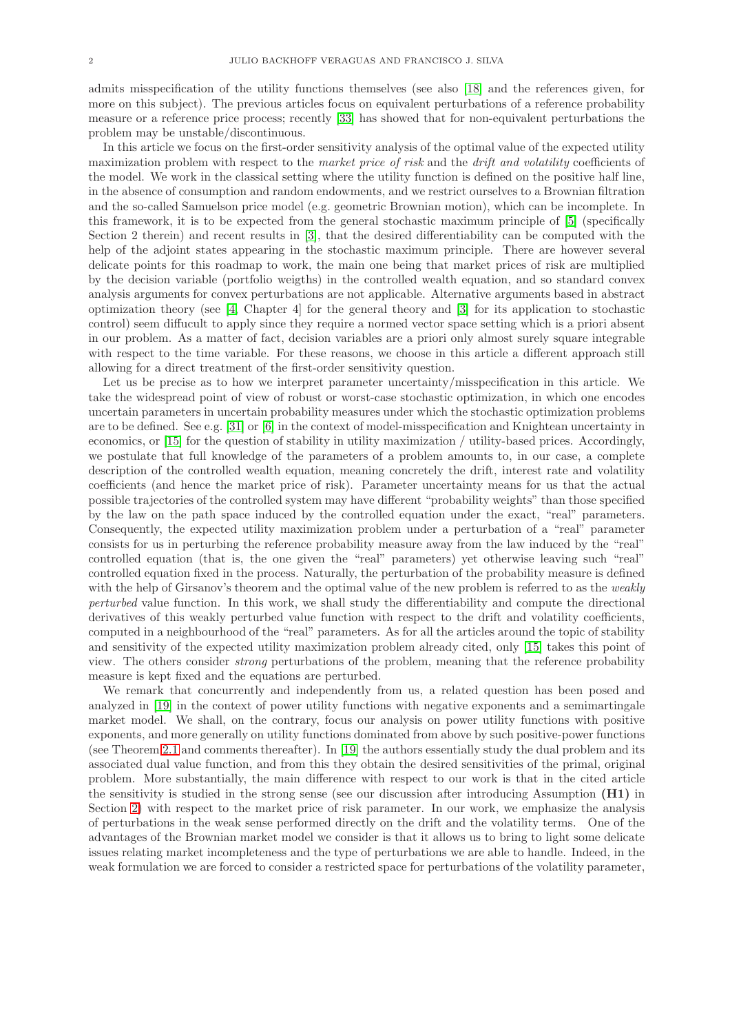admits misspecification of the utility functions themselves (see also [18] and the references given, for more on this subject). The previous articles focus on equivalent perturbations of a reference probability measure or a reference price process; recently [33] has showed that for non-equivalent perturbations the problem may be unstable/discontinuous.

In this article we focus on the first-order sensitivity analysis of the optimal value of the expected utility maximization problem with respect to the *market price of risk* and the *drift and volatility* coefficients of the model. We work in the classical setting where the utility function is defined on the positive half line, in the absence of consumption and random endowments, and we restrict ourselves to a Brownian filtration and the so-called Samuelson price model (e.g. geometric Brownian motion), which can be incomplete. In this framework, it is to be expected from the general stochastic maximum principle of [5] (specifically Section 2 therein) and recent results in [3], that the desired differentiability can be computed with the help of the adjoint states appearing in the stochastic maximum principle. There are however several delicate points for this roadmap to work, the main one being that market prices of risk are multiplied by the decision variable (portfolio weigths) in the controlled wealth equation, and so standard convex analysis arguments for convex perturbations are not applicable. Alternative arguments based in abstract optimization theory (see [4, Chapter 4] for the general theory and [3] for its application to stochastic control) seem diffucult to apply since they require a normed vector space setting which is a priori absent in our problem. As a matter of fact, decision variables are a priori only almost surely square integrable with respect to the time variable. For these reasons, we choose in this article a different approach still allowing for a direct treatment of the first-order sensitivity question.

Let us be precise as to how we interpret parameter uncertainty/misspecification in this article. We take the widespread point of view of robust or worst-case stochastic optimization, in which one encodes uncertain parameters in uncertain probability measures under which the stochastic optimization problems are to be defined. See e.g. [31] or [6] in the context of model-misspecification and Knightean uncertainty in economics, or [15] for the question of stability in utility maximization / utility-based prices. Accordingly, we postulate that full knowledge of the parameters of a problem amounts to, in our case, a complete description of the controlled wealth equation, meaning concretely the drift, interest rate and volatility coefficients (and hence the market price of risk). Parameter uncertainty means for us that the actual possible trajectories of the controlled system may have different "probability weights" than those specified by the law on the path space induced by the controlled equation under the exact, "real" parameters. Consequently, the expected utility maximization problem under a perturbation of a "real" parameter consists for us in perturbing the reference probability measure away from the law induced by the "real" controlled equation (that is, the one given the "real" parameters) yet otherwise leaving such "real" controlled equation fixed in the process. Naturally, the perturbation of the probability measure is defined with the help of Girsanov's theorem and the optimal value of the new problem is referred to as the *weakly perturbed* value function. In this work, we shall study the differentiability and compute the directional derivatives of this weakly perturbed value function with respect to the drift and volatility coefficients, computed in a neighbourhood of the "real" parameters. As for all the articles around the topic of stability and sensitivity of the expected utility maximization problem already cited, only [15] takes this point of view. The others consider *strong* perturbations of the problem, meaning that the reference probability measure is kept fixed and the equations are perturbed.

We remark that concurrently and independently from us, a related question has been posed and analyzed in [19] in the context of power utility functions with negative exponents and a semimartingale market model. We shall, on the contrary, focus our analysis on power utility functions with positive exponents, and more generally on utility functions dominated from above by such positive-power functions (see Theorem 2.1 and comments thereafter). In [19] the authors essentially study the dual problem and its associated dual value function, and from this they obtain the desired sensitivities of the primal, original problem. More substantially, the main difference with respect to our work is that in the cited article the sensitivity is studied in the strong sense (see our discussion after introducing Assumption **(H1)** in Section 2) with respect to the market price of risk parameter. In our work, we emphasize the analysis of perturbations in the weak sense performed directly on the drift and the volatility terms. One of the advantages of the Brownian market model we consider is that it allows us to bring to light some delicate issues relating market incompleteness and the type of perturbations we are able to handle. Indeed, in the weak formulation we are forced to consider a restricted space for perturbations of the volatility parameter,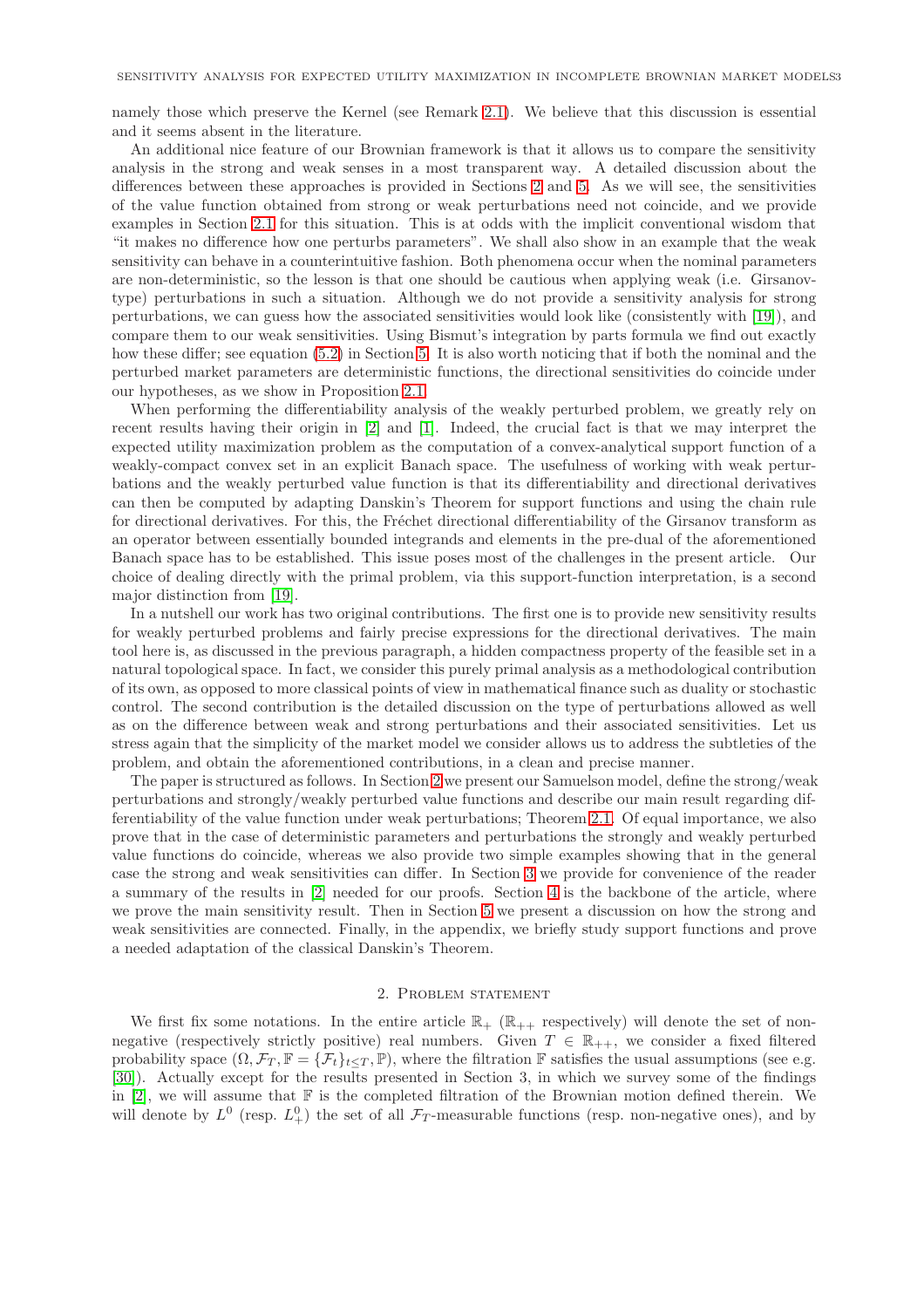namely those which preserve the Kernel (see Remark 2.1). We believe that this discussion is essential and it seems absent in the literature.

An additional nice feature of our Brownian framework is that it allows us to compare the sensitivity analysis in the strong and weak senses in a most transparent way. A detailed discussion about the differences between these approaches is provided in Sections 2 and 5. As we will see, the sensitivities of the value function obtained from strong or weak perturbations need not coincide, and we provide examples in Section 2.1 for this situation. This is at odds with the implicit conventional wisdom that "it makes no difference how one perturbs parameters". We shall also show in an example that the weak sensitivity can behave in a counterintuitive fashion. Both phenomena occur when the nominal parameters are non-deterministic, so the lesson is that one should be cautious when applying weak (i.e. Girsanov-type) perturbations in such a situation. Although we do not provide a sensitivity analysis for strong perturbations, we can guess how the associated sensitivities would look like (consistently with [19]), and compare them to our weak sensitivities. Using Bismut's integration by parts formula we find out exactly how these differ; see equation (5.2) in Section 5. It is also worth noticing that if both the nominal and the perturbed market parameters are deterministic functions, the directional sensitivities do coincide under our hypotheses, as we show in Proposition 2.1.

When performing the differentiability analysis of the weakly perturbed problem, we greatly rely on recent results having their origin in [2] and [1]. Indeed, the crucial fact is that we may interpret the expected utility maximization problem as the computation of a convex-analytical support function of a weakly-compact convex set in an explicit Banach space. The usefulness of working with weak perturbations and the weakly perturbed value function is that its differentiability and directional derivatives can then be computed by adapting Danskin's Theorem for support functions and using the chain rule for directional derivatives. For this, the Fréchet directional differentiability of the Girsanov transform as an operator between essentially bounded integrands and elements in the pre-dual of the aforementioned Banach space has to be established. This issue poses most of the challenges in the present article. Our choice of dealing directly with the primal problem, via this support-function interpretation, is a second major distinction from [19].

In a nutshell our work has two original contributions. The first one is to provide new sensitivity results for weakly perturbed problems and fairly precise expressions for the directional derivatives. The main tool here is, as discussed in the previous paragraph, a hidden compactness property of the feasible set in a natural topological space. In fact, we consider this purely primal analysis as a methodological contribution of its own, as opposed to more classical points of view in mathematical finance such as duality or stochastic control. The second contribution is the detailed discussion on the type of perturbations allowed as well as on the difference between weak and strong perturbations and their associated sensitivities. Let us stress again that the simplicity of the market model we consider allows us to address the subtleties of the problem, and obtain the aforementioned contributions, in a clean and precise manner.

The paper is structured as follows. In Section 2 we present our Samuelson model, define the strong/weak perturbations and strongly/weakly perturbed value functions and describe our main result regarding differentiability of the value function under weak perturbations; Theorem 2.1. Of equal importance, we also prove that in the case of deterministic parameters and perturbations the strongly and weakly perturbed value functions do coincide, whereas we also provide two simple examples showing that in the general case the strong and weak sensitivities can differ. In Section 3 we provide for convenience of the reader a summary of the results in [2] needed for our proofs. Section 4 is the backbone of the article, where we prove the main sensitivity result. Then in Section 5 we present a discussion on how the strong and weak sensitivities are connected. Finally, in the appendix, we briefly study support functions and prove a needed adaptation of the classical Danskin's Theorem.

## 2. Problem statement

We first fix some notations. In the entire article $\mathbb{R}_+$ ($\mathbb{R}_{++}$ respectively) will denote the set of non-negative (respectively strictly positive) real numbers. Given $T \in \mathbb{R}_{++}$, we consider a fixed filtered probability space $(\Omega, \mathcal{F}_T, \mathbb{F} = \{\mathcal{F}_t\}_{t \leq T}, \mathbb{P})$, where the filtration $\mathbb{F}$ satisfies the usual assumptions (see e.g. [30]). Actually except for the results presented in Section 3, in which we survey some of the findings in [2], we will assume that $\mathbb{F}$ is the completed filtration of the Brownian motion defined therein. We will denote by $L^0$ (resp. $L^0_+$) the set of all $\mathcal{F}_T$-measurable functions (resp. non-negative ones), and by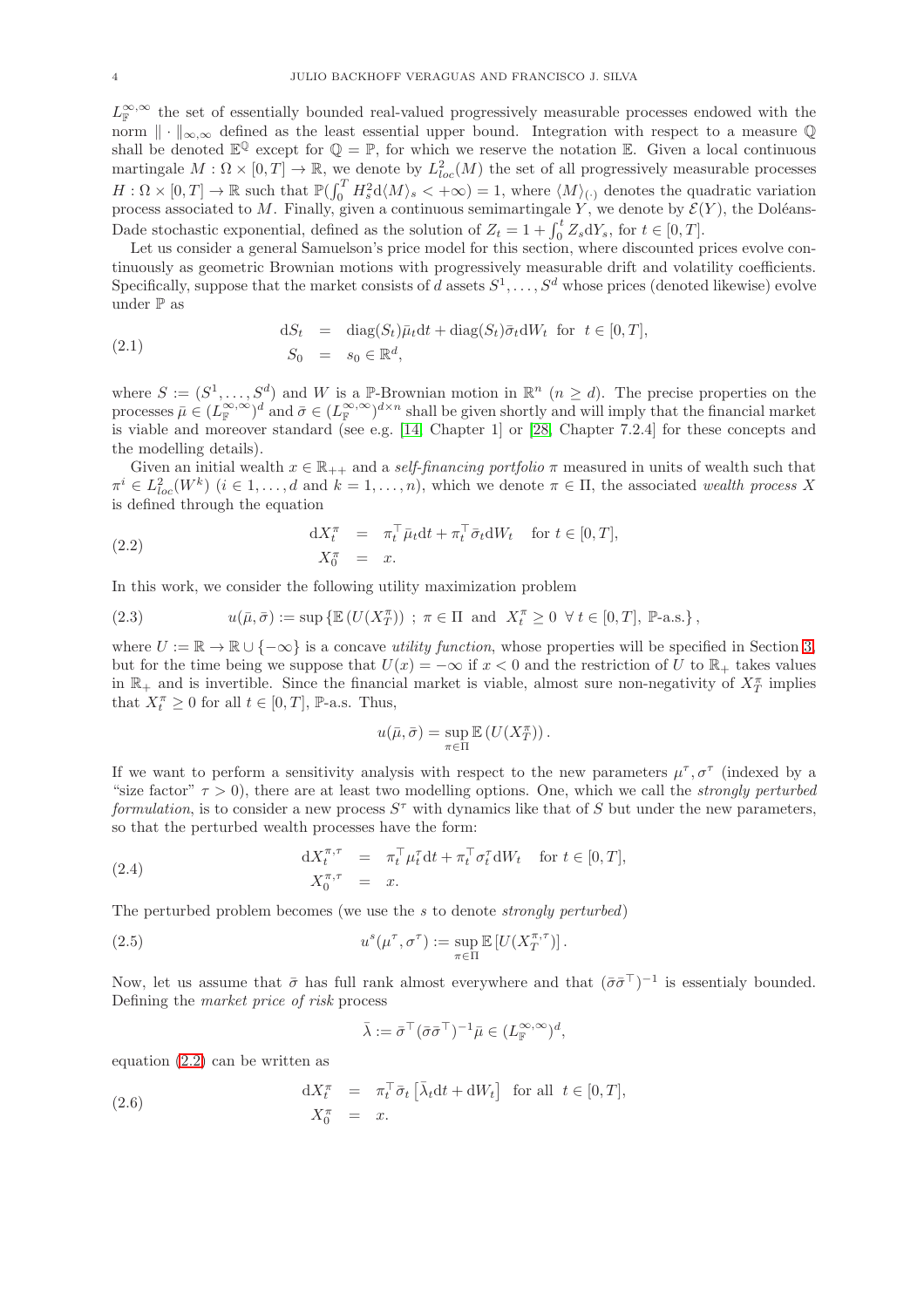$L_{\mathbb{F}}^{\infty,\infty}$ the set of essentially bounded real-valued progressively measurable processes endowed with the norm $\|\cdot\|_{\infty,\infty}$ defined as the least essential upper bound. Integration with respect to a measure $\mathbb{Q}$ shall be denoted $\mathbb{E}^{\mathbb{Q}}$ except for $\mathbb{Q} = \mathbb{P}$, for which we reserve the notation $\mathbb{E}$. Given a local continuous martingale $M : \Omega \times [0,T] \to \mathbb{R}$, we denote by $L^2_{loc}(M)$ the set of all progressively measurable processes $H : \Omega \times [0,T] \to \mathbb{R}$ such that $\mathbb{P}(\int_0^T H_s^2 \mathrm{d}\langle M\rangle_s < +\infty) = 1$, where $\langle M\rangle_{(\cdot)}$ denotes the quadratic variation process associated to $M$. Finally, given a continuous semimartingale $Y$, we denote by $\mathcal{E}(Y)$, the Doléans-Dade stochastic exponential, defined as the solution of $Z_t = 1 + \int_0^t Z_s \mathrm{d}Y_s$, for $t \in [0,T]$.

Let us consider a general Samuelson's price model for this section, where discounted prices evolve continuously as geometric Brownian motions with progressively measurable drift and volatility coefficients. Specifically, suppose that the market consists of $d$ assets $S^1, \ldots, S^d$ whose prices (denoted likewise) evolve under $\mathbb{P}$ as

$$
\begin{aligned}
\mathrm{d}S_t &= \mathrm{diag}(S_t)\bar{\mu}_t \mathrm{d}t + \mathrm{diag}(S_t)\bar{\sigma}_t \mathrm{d}W_t \quad \text{for} \quad t \in [0,T], \\
S_0 &= s_0 \in \mathbb{R}^d,
\end{aligned} \tag{2.1}
$$

where $S := (S^1, \ldots, S^d)$ and $W$ is a $\mathbb{P}$-Brownian motion in $\mathbb{R}^n$ ($n \geq d$). The precise properties on the processes $\bar{\mu} \in (L_{\mathbb{F}}^{\infty,\infty})^d$ and $\bar{\sigma} \in (L_{\mathbb{F}}^{\infty,\infty})^{d \times n}$ shall be given shortly and will imply that the financial market is viable and moreover standard (see e.g. [14, Chapter 1] or [28, Chapter 7.2.4] for these concepts and the modelling details).

Given an initial wealth $x \in \mathbb{R}_{++}$ and a *self-financing portfolio* $\pi$ measured in units of wealth such that $\pi^i \in L^2_{loc}(W^k)$ ($i \in 1, \ldots, d$ and $k = 1, \ldots, n$), which we denote $\pi \in \Pi$, the associated *wealth process* $X$ is defined through the equation

$$
\begin{aligned}
\mathrm{d}X_t^{\pi} &= \pi_t^{\top} \bar{\mu}_t \mathrm{d}t + \pi_t^{\top} \bar{\sigma}_t \mathrm{d}W_t \quad \text{for } t \in [0,T], \\
X_0^{\pi} &= x.
\end{aligned} \tag{2.2}
$$

In this work, we consider the following utility maximization problem

$$
u(\bar{\mu}, \bar{\sigma}) := \sup \left\{ \mathbb{E}\left(U(X_T^{\pi})\right) \; ; \; \pi \in \Pi \text{ and } X_t^{\pi} \geq 0 \;\; \forall \, t \in [0,T], \; \mathbb{P}\text{-a.s.} \right\}, \tag{2.3}
$$

where $U := \mathbb{R} \to \mathbb{R} \cup \{-\infty\}$ is a concave *utility function*, whose properties will be specified in Section 3, but for the time being we suppose that $U(x) = -\infty$ if $x < 0$ and the restriction of $U$ to $\mathbb{R}_+$ takes values in $\mathbb{R}_+$ and is invertible. Since the financial market is viable, almost sure non-negativity of $X_T^{\pi}$ implies that $X_t^{\pi} \geq 0$ for all $t \in [0,T]$, $\mathbb{P}$-a.s. Thus,

$$
u(\bar{\mu}, \bar{\sigma}) = \sup_{\pi \in \Pi} \mathbb{E}\left(U(X_T^{\pi})\right).
$$

If we want to perform a sensitivity analysis with respect to the new parameters $\mu^{\tau}, \sigma^{\tau}$ (indexed by a "size factor" $\tau > 0$), there are at least two modelling options. One, which we call the *strongly perturbed formulation*, is to consider a new process $S^{\tau}$ with dynamics like that of $S$ but under the new parameters, so that the perturbed wealth processes have the form:

$$
\begin{aligned}
\mathrm{d}X_t^{\pi,\tau} &= \pi_t^{\top} \mu_t^{\tau} \mathrm{d}t + \pi_t^{\top} \sigma_t^{\tau} \mathrm{d}W_t \quad \text{for } t \in [0,T], \\
X_0^{\pi,\tau} &= x.
\end{aligned} \tag{2.4}
$$

The perturbed problem becomes (we use the $s$ to denote *strongly perturbed*)

$$
u^s(\mu^{\tau}, \sigma^{\tau}) := \sup_{\pi \in \Pi} \mathbb{E}\left[U(X_T^{\pi,\tau})\right]. \tag{2.5}
$$

Now, let us assume that $\bar{\sigma}$ has full rank almost everywhere and that $(\bar{\sigma}\bar{\sigma}^{\top})^{-1}$ is essentialy bounded. Defining the *market price of risk* process

$$
\bar{\lambda} := \bar{\sigma}^{\top} (\bar{\sigma}\bar{\sigma}^{\top})^{-1} \bar{\mu} \in (L_{\mathbb{F}}^{\infty,\infty})^d,
$$

equation (2.2) can be written as

$$
\begin{aligned}
\mathrm{d}X_t^{\pi} &= \pi_t^{\top} \bar{\sigma}_t \left[\bar{\lambda}_t \mathrm{d}t + \mathrm{d}W_t\right] \quad \text{for all} \quad t \in [0,T], \\
X_0^{\pi} &= x.
\end{aligned} \tag{2.6}
$$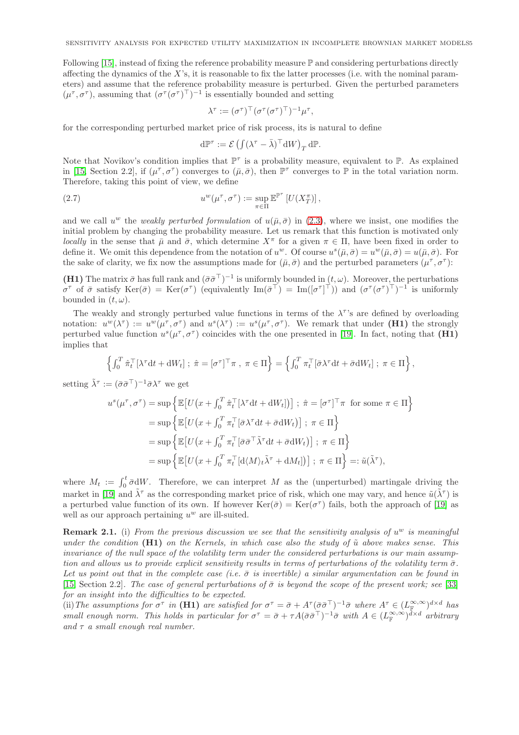Following [15], instead of fixing the reference probability measure $\mathbb{P}$ and considering perturbations directly affecting the dynamics of the $X$'s, it is reasonable to fix the latter processes (i.e. with the nominal parameters) and assume that the reference probability measure is perturbed. Given the perturbed parameters $(\mu^\tau, \sigma^\tau)$, assuming that $(\sigma^\tau(\sigma^\tau)^\top)^{-1}$ is essentially bounded and setting

$$\lambda^\tau := (\sigma^\tau)^\top(\sigma^\tau(\sigma^\tau)^\top)^{-1}\mu^\tau,$$

for the corresponding perturbed market price of risk process, its is natural to define

$$\mathrm{d}\mathbb{P}^\tau := \mathcal{E}\left(\int(\lambda^\tau - \bar{\lambda})^\top \mathrm{d}W\right)_T \mathrm{d}\mathbb{P}.$$

Note that Novikov's condition implies that $\mathbb{P}^\tau$ is a probability measure, equivalent to $\mathbb{P}$. As explained in [15, Section 2.2], if $(\mu^\tau, \sigma^\tau)$ converges to $(\bar{\mu}, \bar{\sigma})$, then $\mathbb{P}^\tau$ converges to $\mathbb{P}$ in the total variation norm. Therefore, taking this point of view, we define

$$u^w(\mu^\tau, \sigma^\tau) := \sup_{\pi \in \Pi} \mathbb{E}^{\mathbb{P}^\tau}\left[U(X_T^\pi)\right], \tag{2.7}$$

and we call $u^w$ the *weakly perturbed formulation* of $u(\bar{\mu}, \bar{\sigma})$ in (2.3), where we insist, one modifies the initial problem by changing the probability measure. Let us remark that this function is motivated only *locally* in the sense that $\bar{\mu}$ and $\bar{\sigma}$, which determine $X^\pi$ for a given $\pi \in \Pi$, have been fixed in order to define it. We omit this dependence from the notation of $u^w$. Of course $u^s(\bar{\mu}, \bar{\sigma}) = u^w(\bar{\mu}, \bar{\sigma}) = u(\bar{\mu}, \bar{\sigma})$. For the sake of clarity, we fix now the assumptions made for $(\bar{\mu}, \bar{\sigma})$ and the perturbed parameters $(\mu^\tau, \sigma^\tau)$:

**(H1)** The matrix $\bar{\sigma}$ has full rank and $(\bar{\sigma}\bar{\sigma}^\top)^{-1}$ is uniformly bounded in $(t, \omega)$. Moreover, the perturbations $\sigma^\tau$ of $\bar{\sigma}$ satisfy $\mathrm{Ker}(\bar{\sigma}) = \mathrm{Ker}(\sigma^\tau)$ (equivalently $\mathrm{Im}(\bar{\sigma}^\top) = \mathrm{Im}([\sigma^\tau]^\top)$) and $(\sigma^\tau(\sigma^\tau)^\top)^{-1}$ is uniformly bounded in $(t, \omega)$.

The weakly and strongly perturbed value functions in terms of the $\lambda^\tau$'s are defined by overloading notation: $u^w(\lambda^\tau) := u^w(\mu^\tau, \sigma^\tau)$ and $u^s(\lambda^\tau) := u^s(\mu^\tau, \sigma^\tau)$. We remark that under **(H1)** the strongly perturbed value function $u^s(\mu^\tau, \sigma^\tau)$ coincides with the one presented in [19]. In fact, noting that **(H1)** implies that

$$\left\{\int_0^T \hat{\pi}_t^\top[\lambda^\tau \mathrm{d}t + \mathrm{d}W_t] \; ; \; \hat{\pi} = [\sigma^\tau]^\top \pi \; , \; \pi \in \Pi\right\} = \left\{\int_0^T \pi_t^\top[\bar{\sigma}\lambda^\tau \mathrm{d}t + \bar{\sigma}\mathrm{d}W_t] \; ; \; \pi \in \Pi\right\},$$

setting $\tilde{\lambda}^\tau := (\bar{\sigma}\bar{\sigma}^\top)^{-1}\bar{\sigma}\lambda^\tau$ we get

$$\begin{aligned}
u^s(\mu^\tau, \sigma^\tau) &= \sup\left\{\mathbb{E}\left[U\left(x + \int_0^T \hat{\pi}_t^\top[\lambda^\tau \mathrm{d}t + \mathrm{d}W_t]\right)\right] \; ; \; \hat{\pi} = [\sigma^\tau]^\top \pi \text{ for some } \pi \in \Pi\right\} \\
&= \sup\left\{\mathbb{E}\left[U\left(x + \int_0^T \pi_t^\top[\bar{\sigma}\lambda^\tau \mathrm{d}t + \bar{\sigma}\mathrm{d}W_t)\right] \; ; \; \pi \in \Pi\right\} \\
&= \sup\left\{\mathbb{E}\left[U\left(x + \int_0^T \pi_t^\top[\bar{\sigma}\bar{\sigma}^\top\tilde{\lambda}^\tau \mathrm{d}t + \bar{\sigma}\mathrm{d}W_t)\right] \; ; \; \pi \in \Pi\right\} \\
&= \sup\left\{\mathbb{E}\left[U\left(x + \int_0^T \pi_t^\top[\mathrm{d}\langle M\rangle_t \tilde{\lambda}^\tau + \mathrm{d}M_t]\right)\right] \; ; \; \pi \in \Pi\right\} =: \tilde{u}(\tilde{\lambda}^\tau),
\end{aligned}$$

where $M_t := \int_0^t \bar{\sigma}\mathrm{d}W$. Therefore, we can interpret $M$ as the (unperturbed) martingale driving the market in [19] and $\tilde{\lambda}^\tau$ as the corresponding market price of risk, which one may vary, and hence $\tilde{u}(\tilde{\lambda}^\tau)$ is a perturbed value function of its own. If however $\mathrm{Ker}(\bar{\sigma}) = \mathrm{Ker}(\sigma^\tau)$ fails, both the approach of [19] as well as our approach pertaining $u^w$ are ill-suited.

**Remark 2.1.** (i) *From the previous discussion we see that the sensitivity analysis of $u^w$ is meaningful under the condition* **(H1)** *on the Kernels, in which case also the study of $\tilde{u}$ above makes sense. This invariance of the null space of the volatility term under the considered perturbations is our main assumption and allows us to provide explicit sensitivity results in terms of perturbations of the volatility term $\bar{\sigma}$. Let us point out that in the complete case (i.e. $\bar{\sigma}$ is invertible) a similar argumentation can be found in* [15, Section 2.2]. *The case of general perturbations of $\bar{\sigma}$ is beyond the scope of the present work; see* [33] *for an insight into the difficulties to be expected.*

(ii) *The assumptions for $\sigma^\tau$ in* **(H1)** *are satisfied for $\sigma^\tau = \bar{\sigma} + A^\tau(\bar{\sigma}\bar{\sigma}^\top)^{-1}\bar{\sigma}$ where $A^\tau \in (L^{\infty,\infty}_{\mathbb{F}})^{d\times d}$ has small enough norm. This holds in particular for $\sigma^\tau = \bar{\sigma} + \tau A(\bar{\sigma}\bar{\sigma}^\top)^{-1}\bar{\sigma}$ with $A \in (L^{\infty,\infty}_{\mathbb{F}})^{d\times d}$ arbitrary and $\tau$ a small enough real number.*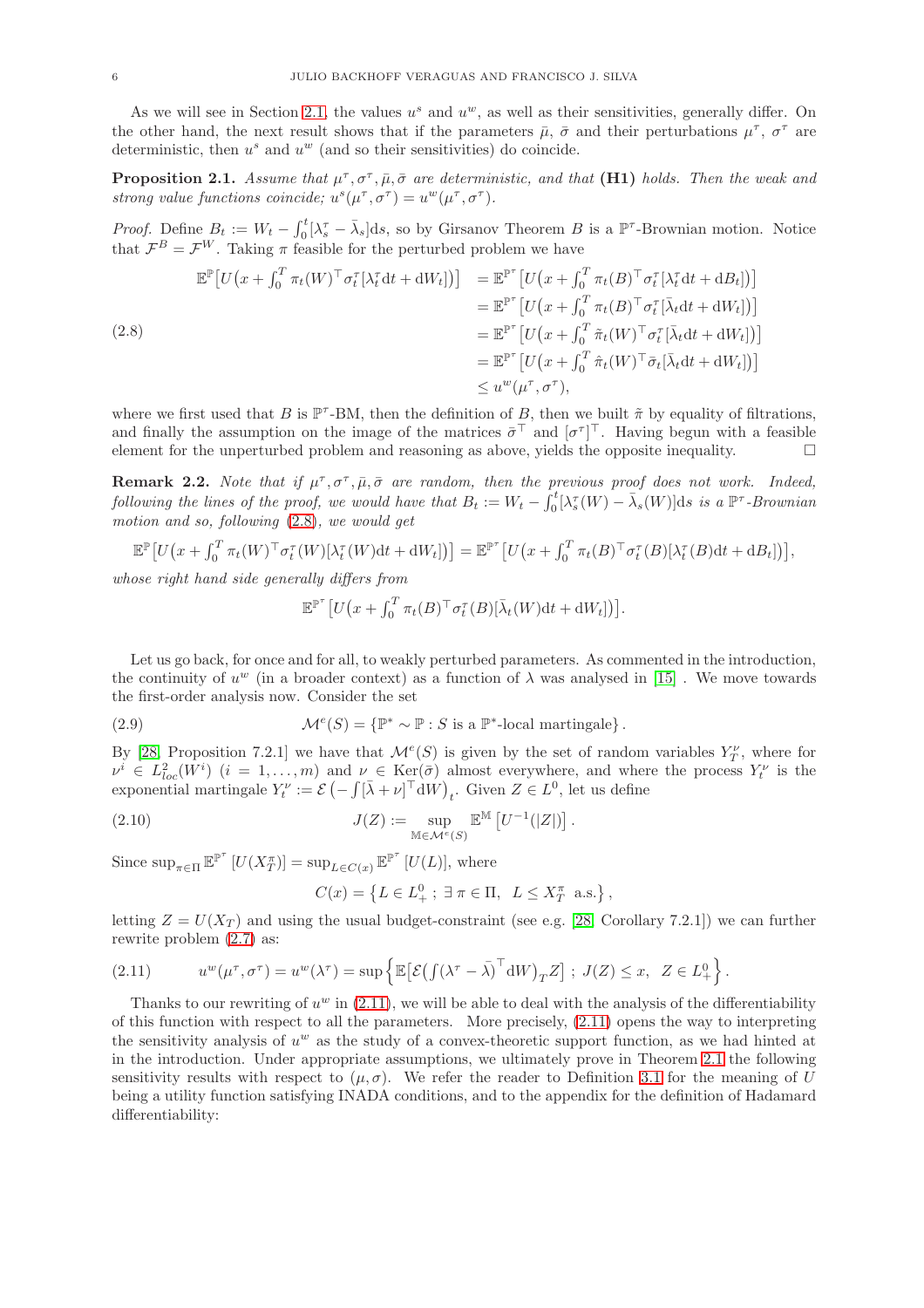As we will see in Section 2.1, the values $u^s$ and $u^w$, as well as their sensitivities, generally differ. On the other hand, the next result shows that if the parameters $\bar{\mu}$, $\bar{\sigma}$ and their perturbations $\mu^\tau$, $\sigma^\tau$ are deterministic, then $u^s$ and $u^w$ (and so their sensitivities) do coincide.

**Proposition 2.1.** *Assume that $\mu^\tau, \sigma^\tau, \bar{\mu}, \bar{\sigma}$ are deterministic, and that* **(H1)** *holds. Then the weak and strong value functions coincide; $u^s(\mu^\tau, \sigma^\tau) = u^w(\mu^\tau, \sigma^\tau)$.*

*Proof.* Define $B_t := W_t - \int_0^t [\lambda_s^\tau - \bar{\lambda}_s] \mathrm{d}s$, so by Girsanov Theorem $B$ is a $\mathbb{P}^\tau$-Brownian motion. Notice that $\mathcal{F}^B = \mathcal{F}^W$. Taking $\pi$ feasible for the perturbed problem we have

$$
\begin{aligned}
\mathbb{E}^{\mathbb{P}}\big[U\big(x + \textstyle\int_0^T \pi_t(W)^\top \sigma_t^\tau [\lambda_t^\tau \mathrm{d}t + \mathrm{d}W_t]\big)\big] &= \mathbb{E}^{\mathbb{P}^\tau}\big[U\big(x + \textstyle\int_0^T \pi_t(B)^\top \sigma_t^\tau [\lambda_t^\tau \mathrm{d}t + \mathrm{d}B_t]\big)\big] \\
&= \mathbb{E}^{\mathbb{P}^\tau}\big[U\big(x + \textstyle\int_0^T \pi_t(B)^\top \sigma_t^\tau [\bar{\lambda}_t \mathrm{d}t + \mathrm{d}W_t]\big)\big] \\
&= \mathbb{E}^{\mathbb{P}^\tau}\big[U\big(x + \textstyle\int_0^T \tilde{\pi}_t(W)^\top \sigma_t^\tau [\bar{\lambda}_t \mathrm{d}t + \mathrm{d}W_t]\big)\big] \\
&= \mathbb{E}^{\mathbb{P}^\tau}\big[U\big(x + \textstyle\int_0^T \hat{\pi}_t(W)^\top \bar{\sigma}_t [\bar{\lambda}_t \mathrm{d}t + \mathrm{d}W_t]\big)\big] \\
&\leq u^w(\mu^\tau, \sigma^\tau),
\end{aligned}
\tag{2.8}
$$

where we first used that $B$ is $\mathbb{P}^\tau$-BM, then the definition of $B$, then we built $\tilde{\pi}$ by equality of filtrations, and finally the assumption on the image of the matrices $\bar{\sigma}^\top$ and $[\sigma^\tau]^\top$. Having begun with a feasible element for the unperturbed problem and reasoning as above, yields the opposite inequality. □

**Remark 2.2.** *Note that if $\mu^\tau, \sigma^\tau, \bar{\mu}, \bar{\sigma}$ are random, then the previous proof does not work. Indeed, following the lines of the proof, we would have that $B_t := W_t - \int_0^t [\lambda_s^\tau(W) - \bar{\lambda}_s(W)] \mathrm{d}s$ is a $\mathbb{P}^\tau$-Brownian motion and so, following (2.8), we would get*

$$
\mathbb{E}^{\mathbb{P}}\big[U\big(x + \textstyle\int_0^T \pi_t(W)^\top \sigma_t^\tau(W) [\lambda_t^\tau(W) \mathrm{d}t + \mathrm{d}W_t]\big)\big] = \mathbb{E}^{\mathbb{P}^\tau}\big[U\big(x + \textstyle\int_0^T \pi_t(B)^\top \sigma_t^\tau(B) [\lambda_t^\tau(B) \mathrm{d}t + \mathrm{d}B_t]\big)\big],
$$

*whose right hand side generally differs from*

$$
\mathbb{E}^{\mathbb{P}^\tau}\big[U\big(x + \textstyle\int_0^T \pi_t(B)^\top \sigma_t^\tau(B) [\bar{\lambda}_t(W) \mathrm{d}t + \mathrm{d}W_t]\big)\big].
$$

Let us go back, for once and for all, to weakly perturbed parameters. As commented in the introduction, the continuity of $u^w$ (in a broader context) as a function of $\lambda$ was analysed in [15] . We move towards the first-order analysis now. Consider the set

$$
\mathcal{M}^e(S) = \{\mathbb{P}^* \sim \mathbb{P} : S \text{ is a } \mathbb{P}^*\text{-local martingale}\}. \tag{2.9}
$$

By [28, Proposition 7.2.1] we have that $\mathcal{M}^e(S)$ is given by the set of random variables $Y_T^\nu$, where for $\nu^i \in L^2_{loc}(W^i)$ $(i = 1, \ldots, m)$ and $\nu \in \mathrm{Ker}(\bar{\sigma})$ almost everywhere, and where the process $Y_t^\nu$ is the exponential martingale $Y_t^\nu := \mathcal{E}\left(-\int [\bar{\lambda} + \nu]^\top \mathrm{d}W\right)_t$. Given $Z \in L^0$, let us define

$$
J(Z) := \sup_{\mathbb{M} \in \mathcal{M}^e(S)} \mathbb{E}^{\mathbb{M}}\left[U^{-1}(|Z|)\right]. \tag{2.10}
$$

Since $\sup_{\pi \in \Pi} \mathbb{E}^{\mathbb{P}^\tau}\left[U(X_T^\pi)\right] = \sup_{L \in C(x)} \mathbb{E}^{\mathbb{P}^\tau}\left[U(L)\right]$, where

$$
C(x) = \left\{L \in L^0_+ \; ; \; \exists \, \pi \in \Pi, \;\; L \leq X_T^\pi \text{ a.s.}\right\},
$$

letting $Z = U(X_T)$ and using the usual budget-constraint (see e.g. [28, Corollary 7.2.1]) we can further rewrite problem (2.7) as:

$$
u^w(\mu^\tau, \sigma^\tau) = u^w(\lambda^\tau) = \sup\left\{\mathbb{E}\big[\mathcal{E}\big(\textstyle\int (\lambda^\tau - \bar{\lambda})^\top \mathrm{d}W\big)_T Z\big] \; ; \; J(Z) \leq x, \;\; Z \in L^0_+\right\}. \tag{2.11}
$$

Thanks to our rewriting of $u^w$ in (2.11), we will be able to deal with the analysis of the differentiability of this function with respect to all the parameters. More precisely, (2.11) opens the way to interpreting the sensitivity analysis of $u^w$ as the study of a convex-theoretic support function, as we had hinted at in the introduction. Under appropriate assumptions, we ultimately prove in Theorem 2.1 the following sensitivity results with respect to $(\mu, \sigma)$. We refer the reader to Definition 3.1 for the meaning of $U$ being a utility function satisfying INADA conditions, and to the appendix for the definition of Hadamard differentiability: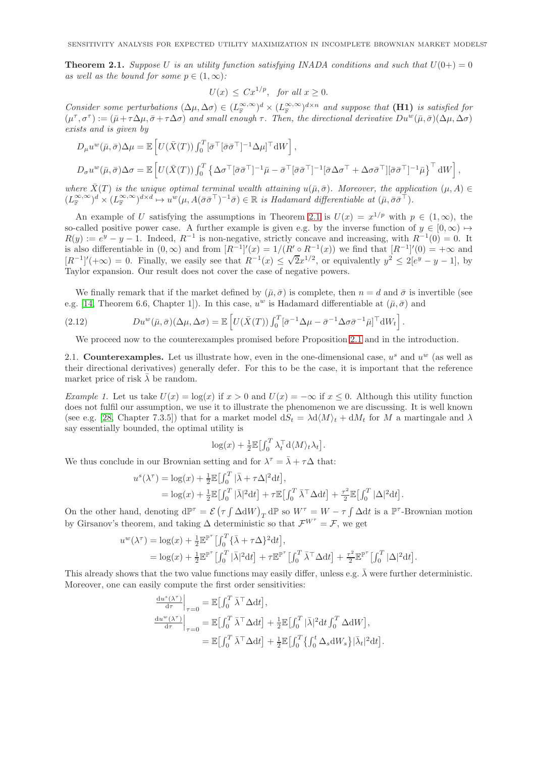**Theorem 2.1.** *Suppose $U$ is an utility function satisfying INADA conditions and such that $U(0+) = 0$ as well as the bound for some $p \in (1, \infty)$:*

$$U(x) \le Cx^{1/p}, \quad \text{for all } x \ge 0.$$

*Consider some perturbations $(\Delta\mu, \Delta\sigma) \in (L^{\infty,\infty}_{\mathbb{F}})^d \times (L^{\infty,\infty}_{\mathbb{F}})^{d\times n}$ and suppose that* **(H1)** *is satisfied for $(\mu^\tau, \sigma^\tau) := (\bar\mu + \tau\Delta\mu, \bar\sigma + \tau\Delta\sigma)$ and small enough $\tau$. Then, the directional derivative $Du^w(\bar\mu, \bar\sigma)(\Delta\mu, \Delta\sigma)$ exists and is given by*

$$D_\mu u^w(\bar\mu, \bar\sigma)\Delta\mu = \mathbb{E}\left[U(\bar X(T)) \int_0^T [\bar\sigma^\top[\bar\sigma\bar\sigma^\top]^{-1}\Delta\mu]^\top \mathrm{d}W\right],$$

$$D_\sigma u^w(\bar\mu, \bar\sigma)\Delta\sigma = \mathbb{E}\left[U(\bar X(T)) \int_0^T \left\{\Delta\sigma^\top[\bar\sigma\bar\sigma^\top]^{-1}\bar\mu - \bar\sigma^\top[\bar\sigma\bar\sigma^\top]^{-1}[\bar\sigma\Delta\sigma^\top + \Delta\sigma\bar\sigma^\top][\bar\sigma\bar\sigma^\top]^{-1}\bar\mu\right\}^\top \mathrm{d}W\right],$$

*where $\bar X(T)$ is the unique optimal terminal wealth attaining $u(\bar\mu, \bar\sigma)$. Moreover, the application $(\mu, A) \in (L^{\infty,\infty}_{\mathbb{F}})^d \times (L^{\infty,\infty}_{\mathbb{F}})^{d\times d} \mapsto u^w(\mu, A(\bar\sigma\bar\sigma^\top)^{-1}\bar\sigma) \in \mathbb{R}$ is Hadamard differentiable at $(\bar\mu, \bar\sigma\bar\sigma^\top)$.*

An example of $U$ satisfying the assumptions in Theorem 2.1 is $U(x) = x^{1/p}$ with $p \in (1, \infty)$, the so-called positive power case. A further example is given e.g. by the inverse function of $y \in [0, \infty) \mapsto R(y) := e^y - y - 1$. Indeed, $R^{-1}$ is non-negative, strictly concave and increasing, with $R^{-1}(0) = 0$. It is also differentiable in $(0, \infty)$ and from $[R^{-1}]'(x) = 1/(R' \circ R^{-1}(x))$ we find that $[R^{-1}]'(0) = +\infty$ and $[R^{-1}]'(+\infty) = 0$. Finally, we easily see that $R^{-1}(x) \le \sqrt{2}x^{1/2}$, or equivalently $y^2 \le 2[e^y - y - 1]$, by Taylor expansion. Our result does not cover the case of negative powers.

We finally remark that if the market defined by $(\bar\mu, \bar\sigma)$ is complete, then $n = d$ and $\bar\sigma$ is invertible (see e.g. [14, Theorem 6.6, Chapter 1]). In this case, $u^w$ is Hadamard differentiable at $(\bar\mu, \bar\sigma)$ and

$$Du^w(\bar\mu, \bar\sigma)(\Delta\mu, \Delta\sigma) = \mathbb{E}\left[U(\bar X(T)) \int_0^T [\bar\sigma^{-1}\Delta\mu - \bar\sigma^{-1}\Delta\sigma\bar\sigma^{-1}\bar\mu]^\top \mathrm{d}W_t\right]. \tag{2.12}$$

We proceed now to the counterexamples promised before Proposition 2.1 and in the introduction.

## 2.1. Counterexamples.

Let us illustrate how, even in the one-dimensional case, $u^s$ and $u^w$ (as well as their directional derivatives) generally defer. For this to be the case, it is important that the reference market price of risk $\bar\lambda$ be random.

*Example 1.* Let us take $U(x) = \log(x)$ if $x > 0$ and $U(x) = -\infty$ if $x \le 0$. Although this utility function does not fulfil our assumption, we use it to illustrate the phenomenon we are discussing. It is well known (see e.g. [28, Chapter 7.3.5]) that for a market model $\mathrm{d}S_t = \lambda \mathrm{d}\langle M\rangle_t + \mathrm{d}M_t$ for $M$ a martingale and $\lambda$ say essentially bounded, the optimal utility is

$$\log(x) + \tfrac{1}{2}\mathbb{E}\left[\int_0^T \lambda_t^\top \mathrm{d}\langle M\rangle_t \lambda_t\right].$$

We thus conclude in our Brownian setting and for $\lambda^\tau = \bar\lambda + \tau\Delta$ that:

$$\begin{aligned}
u^s(\lambda^\tau) &= \log(x) + \tfrac{1}{2}\mathbb{E}\left[\int_0^T |\bar\lambda + \tau\Delta|^2 \mathrm{d}t\right], \\
&= \log(x) + \tfrac{1}{2}\mathbb{E}\left[\int_0^T |\bar\lambda|^2 \mathrm{d}t\right] + \tau\mathbb{E}\left[\int_0^T \bar\lambda^\top\Delta \mathrm{d}t\right] + \tfrac{\tau^2}{2}\mathbb{E}\left[\int_0^T |\Delta|^2 \mathrm{d}t\right].
\end{aligned}$$

On the other hand, denoting $\mathrm{d}\mathbb{P}^\tau = \mathcal{E}\left(\tau\int \Delta \mathrm{d}W\right)_T \mathrm{d}\mathbb{P}$ so $W^\tau = W - \tau\int \Delta \mathrm{d}t$ is a $\mathbb{P}^\tau$-Brownian motion by Girsanov's theorem, and taking $\Delta$ deterministic so that $\mathcal{F}^{W^\tau} = \mathcal{F}$, we get

$$\begin{aligned}
u^w(\lambda^\tau) &= \log(x) + \tfrac{1}{2}\mathbb{E}^{\mathbb{P}^\tau}\left[\int_0^T \{\bar\lambda + \tau\Delta\}^2 \mathrm{d}t\right], \\
&= \log(x) + \tfrac{1}{2}\mathbb{E}^{\mathbb{P}^\tau}\left[\int_0^T |\bar\lambda|^2 \mathrm{d}t\right] + \tau\mathbb{E}^{\mathbb{P}^\tau}\left[\int_0^T \bar\lambda^\top\Delta \mathrm{d}t\right] + \tfrac{\tau^2}{2}\mathbb{E}^{\mathbb{P}^\tau}\left[\int_0^T |\Delta|^2 \mathrm{d}t\right].
\end{aligned}$$

This already shows that the two value functions may easily differ, unless e.g. $\bar\lambda$ were further deterministic. Moreover, one can easily compute the first order sensitivities:

$$\begin{aligned}
\left.\frac{\mathrm{d}u^s(\lambda^\tau)}{\mathrm{d}\tau}\right|_{\tau=0} &= \mathbb{E}\left[\int_0^T \bar\lambda^\top\Delta \mathrm{d}t\right], \\
\left.\frac{\mathrm{d}u^w(\lambda^\tau)}{\mathrm{d}\tau}\right|_{\tau=0} &= \mathbb{E}\left[\int_0^T \bar\lambda^\top\Delta \mathrm{d}t\right] + \tfrac{1}{2}\mathbb{E}\left[\int_0^T |\bar\lambda|^2 \mathrm{d}t \int_0^T \Delta \mathrm{d}W\right], \\
&= \mathbb{E}\left[\int_0^T \bar\lambda^\top\Delta \mathrm{d}t\right] + \tfrac{1}{2}\mathbb{E}\left[\int_0^T \left\{\int_0^t \Delta_s \mathrm{d}W_s\right\}|\bar\lambda_t|^2 \mathrm{d}t\right].
\end{aligned}$$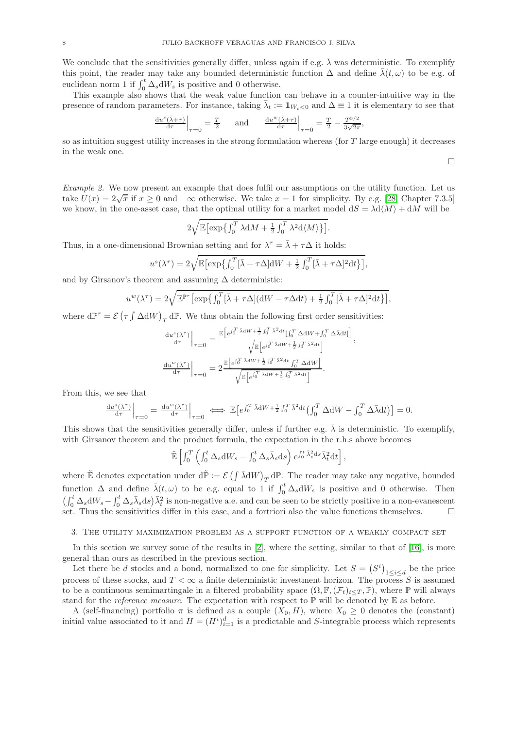We conclude that the sensitivities generally differ, unless again if e.g. $\bar{\lambda}$ was deterministic. To exemplify this point, the reader may take any bounded deterministic function $\Delta$ and define $\bar{\lambda}(t,\omega)$ to be e.g. of euclidean norm 1 if $\int_0^t \Delta_s \mathrm{d}W_s$ is positive and 0 otherwise.

This example also shows that the weak value function can behave in a counter-intuitive way in the presence of random parameters. For instance, taking $\bar{\lambda}_t := \mathbf{1}_{W_t<0}$ and $\Delta \equiv 1$ it is elementary to see that

$$\frac{\mathrm{d}u^s(\bar{\lambda}+\tau)}{\mathrm{d}\tau}\Big|_{\tau=0} = \frac{T}{2} \qquad \text{and} \qquad \frac{\mathrm{d}u^w(\bar{\lambda}+\tau)}{\mathrm{d}\tau}\Big|_{\tau=0} = \frac{T}{2} - \frac{T^{3/2}}{3\sqrt{2\pi}},$$

so as intuition suggest utility increases in the strong formulation whereas (for $T$ large enough) it decreases in the weak one.

□

*Example 2.* We now present an example that does fulfil our assumptions on the utility function. Let us take $U(x) = 2\sqrt{x}$ if $x \geq 0$ and $-\infty$ otherwise. We take $x = 1$ for simplicity. By e.g. [28, Chapter 7.3.5] we know, in the one-asset case, that the optimal utility for a market model $\mathrm{d}S = \lambda \mathrm{d}\langle M\rangle + \mathrm{d}M$ will be

$$2\sqrt{\mathbb{E}\big[\exp\big\{\int_0^T \lambda \mathrm{d}M + \tfrac{1}{2}\int_0^T \lambda^2 \mathrm{d}\langle M\rangle\big\}\big]}.$$

Thus, in a one-dimensional Brownian setting and for $\lambda^\tau = \bar{\lambda} + \tau\Delta$ it holds:

$$u^s(\lambda^\tau) = 2\sqrt{\mathbb{E}\big[\exp\big\{\int_0^T [\bar{\lambda}+\tau\Delta]\mathrm{d}W + \tfrac{1}{2}\int_0^T [\bar{\lambda}+\tau\Delta]^2 \mathrm{d}t\big\}\big]},$$

and by Girsanov's theorem and assuming $\Delta$ deterministic:

$$u^w(\lambda^\tau) = 2\sqrt{\mathbb{E}^{\mathbb{P}^\tau}\big[\exp\big\{\int_0^T [\bar{\lambda}+\tau\Delta](\mathrm{d}W - \tau\Delta \mathrm{d}t) + \tfrac{1}{2}\int_0^T [\bar{\lambda}+\tau\Delta]^2 \mathrm{d}t\big\}\big]},$$

where $\mathrm{d}\mathbb{P}^\tau = \mathcal{E}\left(\tau \int \Delta \mathrm{d}W\right)_T \mathrm{d}\mathbb{P}$. We thus obtain the following first order sensitivities:

$$\frac{\mathrm{d}u^s(\lambda^\tau)}{\mathrm{d}\tau}\Big|_{\tau=0} = \frac{\mathbb{E}\Big[e^{\int_0^T \bar{\lambda}\mathrm{d}W + \frac{1}{2}\int_0^T \bar{\lambda}^2 \mathrm{d}t}\big[\int_0^T \Delta \mathrm{d}W + \int_0^T \Delta\bar{\lambda}\mathrm{d}t\big]\Big]}{\sqrt{\mathbb{E}\Big[e^{\int_0^T \bar{\lambda}\mathrm{d}W + \frac{1}{2}\int_0^T \bar{\lambda}^2 \mathrm{d}t}\Big]}},$$

$$\frac{\mathrm{d}u^w(\lambda^\tau)}{\mathrm{d}\tau}\Big|_{\tau=0} = 2\frac{\mathbb{E}\Big[e^{\int_0^T \bar{\lambda}\mathrm{d}W + \frac{1}{2}\int_0^T \bar{\lambda}^2 \mathrm{d}t}\int_0^T \Delta \mathrm{d}W\Big]}{\sqrt{\mathbb{E}\Big[e^{\int_0^T \bar{\lambda}\mathrm{d}W + \frac{1}{2}\int_0^T \bar{\lambda}^2 \mathrm{d}t}\Big]}}.$$

From this, we see that

$$\frac{\mathrm{d}u^s(\lambda^\tau)}{\mathrm{d}\tau}\Big|_{\tau=0} = \frac{\mathrm{d}u^w(\lambda^\tau)}{\mathrm{d}\tau}\Big|_{\tau=0} \iff \mathbb{E}\big[e^{\int_0^T \bar{\lambda}\mathrm{d}W + \frac{1}{2}\int_0^T \bar{\lambda}^2 \mathrm{d}t}\big(\int_0^T \Delta \mathrm{d}W - \int_0^T \Delta\bar{\lambda}\mathrm{d}t\big)\big] = 0.$$

This shows that the sensitivities generally differ, unless if further e.g. $\bar{\lambda}$ is deterministic. To exemplify, with Girsanov theorem and the product formula, the expectation in the r.h.s above becomes

$$\tilde{\mathbb{E}}\left[\int_0^T \left(\int_0^t \Delta_s \mathrm{d}W_s - \int_0^t \Delta_s \bar{\lambda}_s \mathrm{d}s\right) e^{\int_0^t \bar{\lambda}_s^2 \mathrm{d}s}\bar{\lambda}_t^2 \mathrm{d}t\right],$$

where $\tilde{\mathbb{E}}$ denotes expectation under $\mathrm{d}\tilde{\mathbb{P}} := \mathcal{E}\left(\int \bar{\lambda}\mathrm{d}W\right)_T \mathrm{d}\mathbb{P}$. The reader may take any negative, bounded function $\Delta$ and define $\bar{\lambda}(t,\omega)$ to be e.g. equal to 1 if $\int_0^t \Delta_s \mathrm{d}W_s$ is positive and 0 otherwise. Then $\left(\int_0^t \Delta_s \mathrm{d}W_s - \int_0^t \Delta_s \bar{\lambda}_s \mathrm{d}s\right)\bar{\lambda}_t^2$ is non-negative a.e. and can be seen to be strictly positive in a non-evanescent set. Thus the sensitivities differ in this case, and a fortriori also the value functions themselves. □

## 3. The utility maximization problem as a support function of a weakly compact set

In this section we survey some of the results in [2], where the setting, similar to that of [16], is more general than ours as described in the previous section.

Let there be $d$ stocks and a bond, normalized to one for simplicity. Let $S = \left(S^i\right)_{1\leq i\leq d}$ be the price process of these stocks, and $T < \infty$ a finite deterministic investment horizon. The process $S$ is assumed to be a continuous semimartingale in a filtered probability space $(\Omega, \mathbb{F}, (\mathcal{F}_t)_{t\leq T}, \mathbb{P})$, where $\mathbb{P}$ will always stand for the *reference measure*. The expectation with respect to $\mathbb{P}$ will be denoted by $\mathbb{E}$ as before.

A (self-financing) portfolio $\pi$ is defined as a couple $(X_0, H)$, where $X_0 \geq 0$ denotes the (constant) initial value associated to it and $H = (H^i)_{i=1}^d$ is a predictable and $S$-integrable process which represents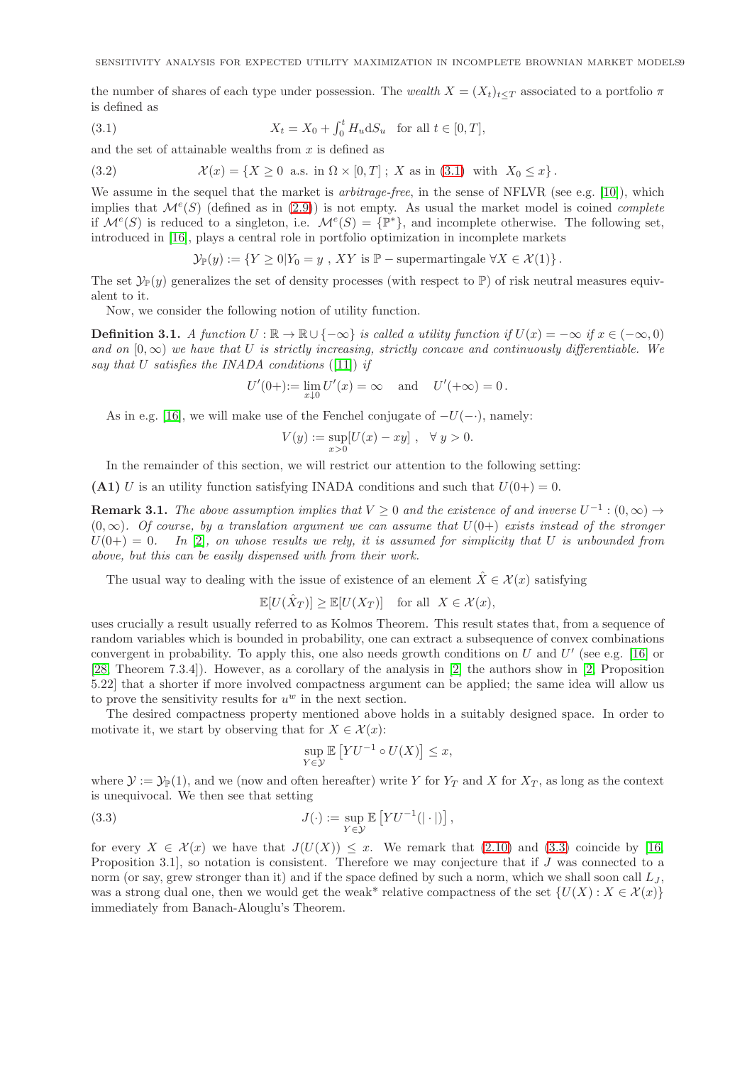the number of shares of each type under possession. The *wealth* $X = (X_t)_{t\le T}$ associated to a portfolio $\pi$ is defined as

$$X_t = X_0 + \int_0^t H_u \mathrm{d}S_u \quad \text{for all } t \in [0,T], \tag{3.1}$$

and the set of attainable wealths from $x$ is defined as

$$\mathcal{X}(x) = \{X \ge 0 \text{ a.s. in } \Omega \times [0,T]\,;\; X \text{ as in (3.1) with } X_0 \le x\}. \tag{3.2}$$

We assume in the sequel that the market is *arbitrage-free*, in the sense of NFLVR (see e.g. [10]), which implies that $\mathcal{M}^e(S)$ (defined as in (2.9)) is not empty. As usual the market model is coined *complete* if $\mathcal{M}^e(S)$ is reduced to a singleton, i.e. $\mathcal{M}^e(S) = \{\mathbb{P}^*\}$, and incomplete otherwise. The following set, introduced in [16], plays a central role in portfolio optimization in incomplete markets

$$\mathcal{Y}_{\mathbb{P}}(y) := \{Y \ge 0 | Y_0 = y\ ,\ XY \text{ is } \mathbb{P}-\text{supermartingale } \forall X \in \mathcal{X}(1)\}.$$

The set $\mathcal{Y}_{\mathbb{P}}(y)$ generalizes the set of density processes (with respect to $\mathbb{P}$) of risk neutral measures equivalent to it.

Now, we consider the following notion of utility function.

**Definition 3.1.** *A function $U : \mathbb{R} \to \mathbb{R} \cup \{-\infty\}$ is called a utility function if $U(x) = -\infty$ if $x \in (-\infty, 0)$ and on $[0,\infty)$ we have that $U$ is strictly increasing, strictly concave and continuously differentiable. We say that $U$ satisfies the INADA conditions ([11]) if*

$$U'(0+) := \lim_{x \downarrow 0} U'(x) = \infty \quad \text{and} \quad U'(+\infty) = 0\,.$$

As in e.g. [16], we will make use of the Fenchel conjugate of $-U(-\cdot)$, namely:

$$V(y) := \sup_{x>0}[U(x) - xy]\ ,\quad \forall\ y > 0.$$

In the remainder of this section, we will restrict our attention to the following setting:

**(A1)** $U$ is an utility function satisfying INADA conditions and such that $U(0+) = 0$.

**Remark 3.1.** *The above assumption implies that $V \ge 0$ and the existence of and inverse $U^{-1} : (0,\infty) \to (0,\infty)$. Of course, by a translation argument we can assume that $U(0+)$ exists instead of the stronger $U(0+) = 0$. In [2], on whose results we rely, it is assumed for simplicity that $U$ is unbounded from above, but this can be easily dispensed with from their work.*

The usual way to dealing with the issue of existence of an element $\hat{X} \in \mathcal{X}(x)$ satisfying

$$\mathbb{E}[U(\hat{X}_T)] \ge \mathbb{E}[U(X_T)] \quad \text{for all } X \in \mathcal{X}(x),$$

uses crucially a result usually referred to as Kolmos Theorem. This result states that, from a sequence of random variables which is bounded in probability, one can extract a subsequence of convex combinations convergent in probability. To apply this, one also needs growth conditions on $U$ and $U'$ (see e.g. [16] or [28, Theorem 7.3.4]). However, as a corollary of the analysis in [2] the authors show in [2, Proposition 5.22] that a shorter if more involved compactness argument can be applied; the same idea will allow us to prove the sensitivity results for $u^w$ in the next section.

The desired compactness property mentioned above holds in a suitably designed space. In order to motivate it, we start by observing that for $X \in \mathcal{X}(x)$:

$$\sup_{Y \in \mathcal{Y}} \mathbb{E}\left[Y U^{-1} \circ U(X)\right] \le x,$$

where $\mathcal{Y} := \mathcal{Y}_{\mathbb{P}}(1)$, and we (now and often hereafter) write $Y$ for $Y_T$ and $X$ for $X_T$, as long as the context is unequivocal. We then see that setting

$$J(\cdot) := \sup_{Y \in \mathcal{Y}} \mathbb{E}\left[Y U^{-1}(|\cdot|)\right], \tag{3.3}$$

for every $X \in \mathcal{X}(x)$ we have that $J(U(X)) \le x$. We remark that (2.10) and (3.3) coincide by [16, Proposition 3.1], so notation is consistent. Therefore we may conjecture that if $J$ was connected to a norm (or say, grew stronger than it) and if the space defined by such a norm, which we shall soon call $L_J$, was a strong dual one, then we would get the weak* relative compactness of the set $\{U(X) : X \in \mathcal{X}(x)\}$ immediately from Banach-Alouglu's Theorem.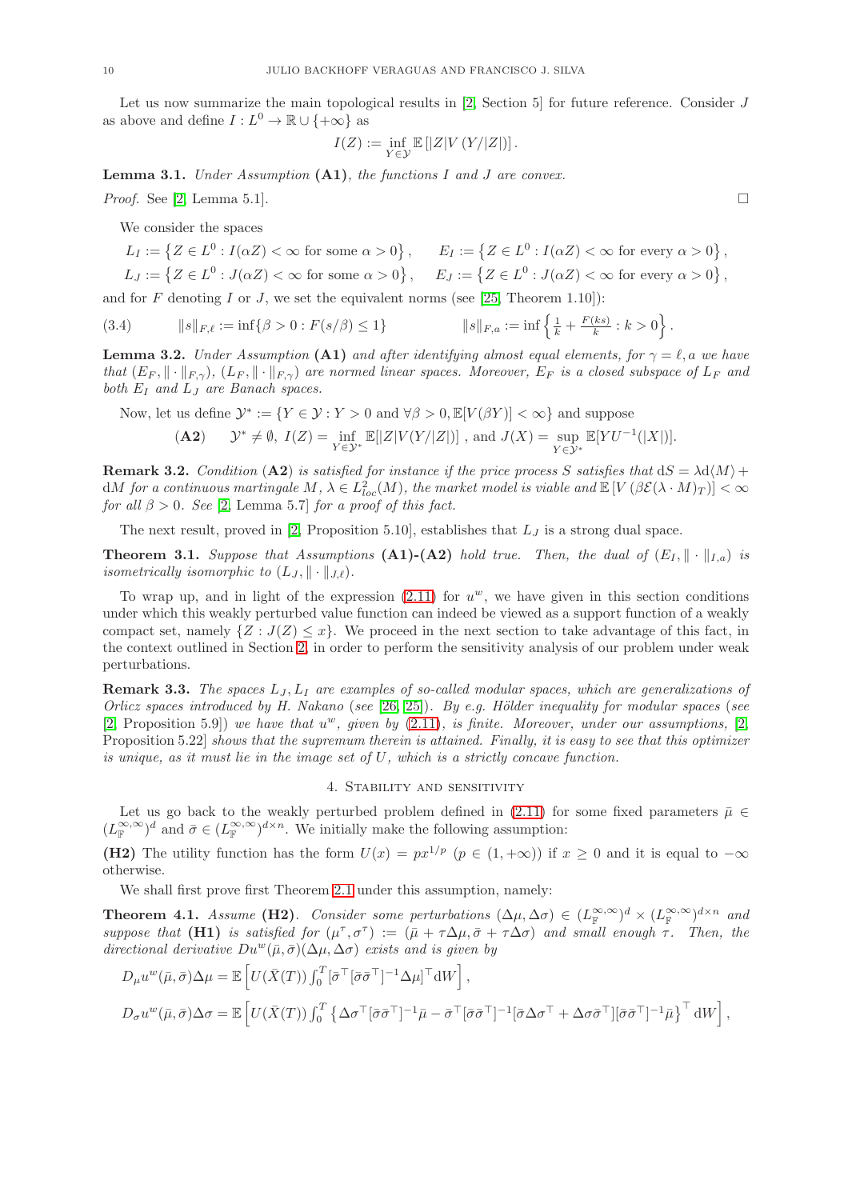Let us now summarize the main topological results in [2, Section 5] for future reference. Consider $J$ as above and define $I : L^0 \to \mathbb{R} \cup \{+\infty\}$ as

$$I(Z) := \inf_{Y \in \mathcal{Y}} \mathbb{E}\left[|Z| V\left(Y/|Z|\right)\right].$$

**Lemma 3.1.** *Under Assumption* **(A1)***, the functions $I$ and $J$ are convex.*

*Proof.* See [2, Lemma 5.1]. □

We consider the spaces

$$L_I := \left\{Z \in L^0 : I(\alpha Z) < \infty \text{ for some } \alpha > 0\right\}, \qquad E_I := \left\{Z \in L^0 : I(\alpha Z) < \infty \text{ for every } \alpha > 0\right\},$$
$$L_J := \left\{Z \in L^0 : J(\alpha Z) < \infty \text{ for some } \alpha > 0\right\}, \qquad E_J := \left\{Z \in L^0 : J(\alpha Z) < \infty \text{ for every } \alpha > 0\right\},$$

and for $F$ denoting $I$ or $J$, we set the equivalent norms (see [25, Theorem 1.10]):

$$\|s\|_{F,\ell} := \inf\{\beta > 0 : F(s/\beta) \leq 1\} \qquad\qquad \|s\|_{F,a} := \inf\left\{\tfrac{1}{k} + \tfrac{F(ks)}{k} : k > 0\right\}. \tag{3.4}$$

**Lemma 3.2.** *Under Assumption* **(A1)** *and after identifying almost equal elements, for $\gamma = \ell, a$ we have that $(E_F, \|\cdot\|_{F,\gamma})$, $(L_F, \|\cdot\|_{F,\gamma})$ are normed linear spaces. Moreover, $E_F$ is a closed subspace of $L_F$ and both $E_I$ and $L_J$ are Banach spaces.*

Now, let us define $\mathcal{Y}^* := \{Y \in \mathcal{Y} : Y > 0 \text{ and } \forall \beta > 0, \mathbb{E}[V(\beta Y)] < \infty\}$ and suppose

$$\textbf{(A2)} \qquad \mathcal{Y}^* \neq \emptyset,\ I(Z) = \inf_{Y \in \mathcal{Y}^*} \mathbb{E}[|Z| V(Y/|Z|)] \text{ , and } J(X) = \sup_{Y \in \mathcal{Y}^*} \mathbb{E}[Y U^{-1}(|X|)].$$

**Remark 3.2.** *Condition* **(A2)** *is satisfied for instance if the price process $S$ satisfies that $\mathrm{d}S = \lambda \mathrm{d}\langle M\rangle + \mathrm{d}M$ for a continuous martingale $M$, $\lambda \in L^2_{loc}(M)$, the market model is viable and $\mathbb{E}\left[V\left(\beta \mathcal{E}(\lambda \cdot M)_T\right)\right] < \infty$ for all $\beta > 0$. See [2, Lemma 5.7] for a proof of this fact.*

The next result, proved in [2, Proposition 5.10], establishes that $L_J$ is a strong dual space.

**Theorem 3.1.** *Suppose that Assumptions* **(A1)-(A2)** *hold true. Then, the dual of $(E_I, \|\cdot\|_{I,a})$ is isometrically isomorphic to $(L_J, \|\cdot\|_{J,\ell})$.*

To wrap up, and in light of the expression (2.11) for $u^w$, we have given in this section conditions under which this weakly perturbed value function can indeed be viewed as a support function of a weakly compact set, namely $\{Z : J(Z) \leq x\}$. We proceed in the next section to take advantage of this fact, in the context outlined in Section 2, in order to perform the sensitivity analysis of our problem under weak perturbations.

**Remark 3.3.** *The spaces $L_J, L_I$ are examples of so-called modular spaces, which are generalizations of Orlicz spaces introduced by H. Nakano (see [26, 25]). By e.g. Hölder inequality for modular spaces (see [2, Proposition 5.9]) we have that $u^w$, given by (2.11), is finite. Moreover, under our assumptions, [2, Proposition 5.22] shows that the supremum therein is attained. Finally, it is easy to see that this optimizer is unique, as it must lie in the image set of $U$, which is a strictly concave function.*

## 4. Stability and sensitivity

Let us go back to the weakly perturbed problem defined in (2.11) for some fixed parameters $\bar{\mu} \in (L^{\infty,\infty}_{\mathbb{F}})^d$ and $\bar{\sigma} \in (L^{\infty,\infty}_{\mathbb{F}})^{d\times n}$. We initially make the following assumption:

**(H2)** The utility function has the form $U(x) = px^{1/p}$ ($p \in (1, +\infty)$) if $x \geq 0$ and it is equal to $-\infty$ otherwise.

We shall first prove first Theorem 2.1 under this assumption, namely:

**Theorem 4.1.** *Assume* **(H2)***. Consider some perturbations $(\Delta\mu, \Delta\sigma) \in (L^{\infty,\infty}_{\mathbb{F}})^d \times (L^{\infty,\infty}_{\mathbb{F}})^{d\times n}$ and suppose that* **(H1)** *is satisfied for $(\mu^\tau, \sigma^\tau) := (\bar{\mu} + \tau\Delta\mu, \bar{\sigma} + \tau\Delta\sigma)$ and small enough $\tau$. Then, the directional derivative $Du^w(\bar{\mu}, \bar{\sigma})(\Delta\mu, \Delta\sigma)$ exists and is given by*

$$D_\mu u^w(\bar{\mu}, \bar{\sigma})\Delta\mu = \mathbb{E}\left[U(\bar{X}(T)) \int_0^T [\bar{\sigma}^\top [\bar{\sigma}\bar{\sigma}^\top]^{-1} \Delta\mu]^\top \mathrm{d}W\right],$$

$$D_\sigma u^w(\bar{\mu}, \bar{\sigma})\Delta\sigma = \mathbb{E}\left[U(\bar{X}(T)) \int_0^T \left\{\Delta\sigma^\top [\bar{\sigma}\bar{\sigma}^\top]^{-1}\bar{\mu} - \bar{\sigma}^\top [\bar{\sigma}\bar{\sigma}^\top]^{-1} [\bar{\sigma}\Delta\sigma^\top + \Delta\sigma\bar{\sigma}^\top][\bar{\sigma}\bar{\sigma}^\top]^{-1}\bar{\mu}\right\}^\top \mathrm{d}W\right],$$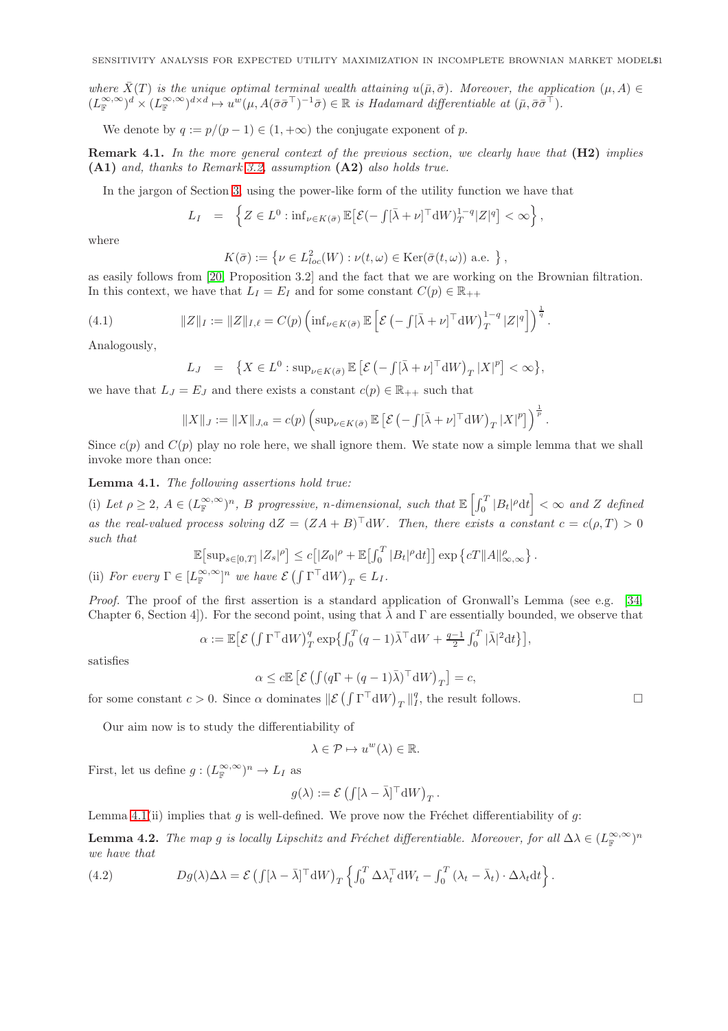*where $\bar{X}(T)$ is the unique optimal terminal wealth attaining $u(\bar{\mu}, \bar{\sigma})$. Moreover, the application $(\mu, A) \in (L^{\infty,\infty}_{\mathbb{F}})^d \times (L^{\infty,\infty}_{\mathbb{F}})^{d\times d} \mapsto u^w(\mu, A(\bar{\sigma}\bar{\sigma}^\top)^{-1}\bar{\sigma}) \in \mathbb{R}$ is Hadamard differentiable at $(\bar{\mu}, \bar{\sigma}\bar{\sigma}^\top)$.*

We denote by $q := p/(p-1) \in (1, +\infty)$ the conjugate exponent of $p$.

**Remark 4.1.** *In the more general context of the previous section, we clearly have that* **(H2)** *implies* **(A1)** *and, thanks to Remark 3.2, assumption* **(A2)** *also holds true.*

In the jargon of Section 3, using the power-like form of the utility function we have that

$$L_I \quad = \quad \left\{ Z \in L^0 : \inf_{\nu \in K(\bar{\sigma})} \mathbb{E}\big[\mathcal{E}(-\textstyle\int [\bar{\lambda} + \nu]^\top \mathrm{d}W)_T^{1-q} |Z|^q\big] < \infty \right\},$$

where

$$K(\bar{\sigma}) := \left\{ \nu \in L^2_{loc}(W) : \nu(t,\omega) \in \mathrm{Ker}(\bar{\sigma}(t,\omega)) \text{ a.e. } \right\},$$

as easily follows from [20, Proposition 3.2] and the fact that we are working on the Brownian filtration. In this context, we have that $L_I = E_I$ and for some constant $C(p) \in \mathbb{R}_{++}$

$$\|Z\|_I := \|Z\|_{I,\ell} = C(p) \left( \inf_{\nu \in K(\bar{\sigma})} \mathbb{E}\left[ \mathcal{E}\left( -\textstyle\int [\bar{\lambda} + \nu]^\top \mathrm{d}W \right)_T^{1-q} |Z|^q \right] \right)^{\frac{1}{q}}. \tag{4.1}$$

Analogously,

$$L_J \quad = \quad \left\{ X \in L^0 : \sup_{\nu \in K(\bar{\sigma})} \mathbb{E}\left[ \mathcal{E}\left( -\textstyle\int [\bar{\lambda} + \nu]^\top \mathrm{d}W \right)_T |X|^p \right] < \infty \right\},$$

we have that $L_J = E_J$ and there exists a constant $c(p) \in \mathbb{R}_{++}$ such that

$$\|X\|_J := \|X\|_{J,a} = c(p) \left( \sup_{\nu \in K(\bar{\sigma})} \mathbb{E}\left[ \mathcal{E}\left( -\textstyle\int [\bar{\lambda} + \nu]^\top \mathrm{d}W \right)_T |X|^p \right] \right)^{\frac{1}{p}}.$$

Since $c(p)$ and $C(p)$ play no role here, we shall ignore them. We state now a simple lemma that we shall invoke more than once:

**Lemma 4.1.** *The following assertions hold true:*

*(i) Let $\rho \geq 2$, $A \in (L^{\infty,\infty}_{\mathbb{F}})^n$, $B$ progressive, $n$-dimensional, such that $\mathbb{E}\left[\int_0^T |B_t|^\rho \mathrm{d}t\right] < \infty$ and $Z$ defined as the real-valued process solving $\mathrm{d}Z = (ZA + B)^\top \mathrm{d}W$. Then, there exists a constant $c = c(\rho, T) > 0$ such that*

$$\mathbb{E}\big[\sup_{s \in [0,T]} |Z_s|^\rho\big] \leq c\big[|Z_0|^\rho + \mathbb{E}\big[\textstyle\int_0^T |B_t|^\rho \mathrm{d}t\big]\big] \exp\left\{ cT \|A\|^\rho_{\infty,\infty} \right\}.$$

*(ii) For every $\Gamma \in [L^{\infty,\infty}_{\mathbb{F}}]^n$ we have $\mathcal{E}\left(\int \Gamma^\top \mathrm{d}W\right)_T \in L_I$.*

*Proof.* The proof of the first assertion is a standard application of Gronwall's Lemma (see e.g. [34, Chapter 6, Section 4]). For the second point, using that $\bar{\lambda}$ and $\Gamma$ are essentially bounded, we observe that

$$\alpha := \mathbb{E}\big[\mathcal{E}\left(\textstyle\int \Gamma^\top \mathrm{d}W\right)_T^q \exp\big\{\int_0^T (q-1)\bar{\lambda}^\top \mathrm{d}W + \frac{q-1}{2}\int_0^T |\bar{\lambda}|^2 \mathrm{d}t\big\}\big],$$

satisfies

$$\alpha \leq c\mathbb{E}\left[\mathcal{E}\left(\textstyle\int (q\Gamma + (q-1)\bar{\lambda})^\top \mathrm{d}W\right)_T\right] = c,$$

for some constant $c > 0$. Since $\alpha$ dominates $\|\mathcal{E}\left(\int \Gamma^\top \mathrm{d}W\right)_T\|_I^q$, the result follows. $\square$

Our aim now is to study the differentiability of

$$\lambda \in \mathcal{P} \mapsto u^w(\lambda) \in \mathbb{R}.$$

First, let us define $g : (L^{\infty,\infty}_{\mathbb{F}})^n \to L_I$ as

$$g(\lambda) := \mathcal{E}\left(\textstyle\int [\lambda - \bar{\lambda}]^\top \mathrm{d}W\right)_T.$$

Lemma 4.1(ii) implies that $g$ is well-defined. We prove now the Fréchet differentiability of $g$:

**Lemma 4.2.** *The map $g$ is locally Lipschitz and Fréchet differentiable. Moreover, for all $\Delta\lambda \in (L^{\infty,\infty}_{\mathbb{F}})^n$ we have that*

$$Dg(\lambda)\Delta\lambda = \mathcal{E}\left(\textstyle\int [\lambda - \bar{\lambda}]^\top \mathrm{d}W\right)_T \left\{ \int_0^T \Delta\lambda_t^\top \mathrm{d}W_t - \int_0^T (\lambda_t - \bar{\lambda}_t) \cdot \Delta\lambda_t \mathrm{d}t \right\}. \tag{4.2}$$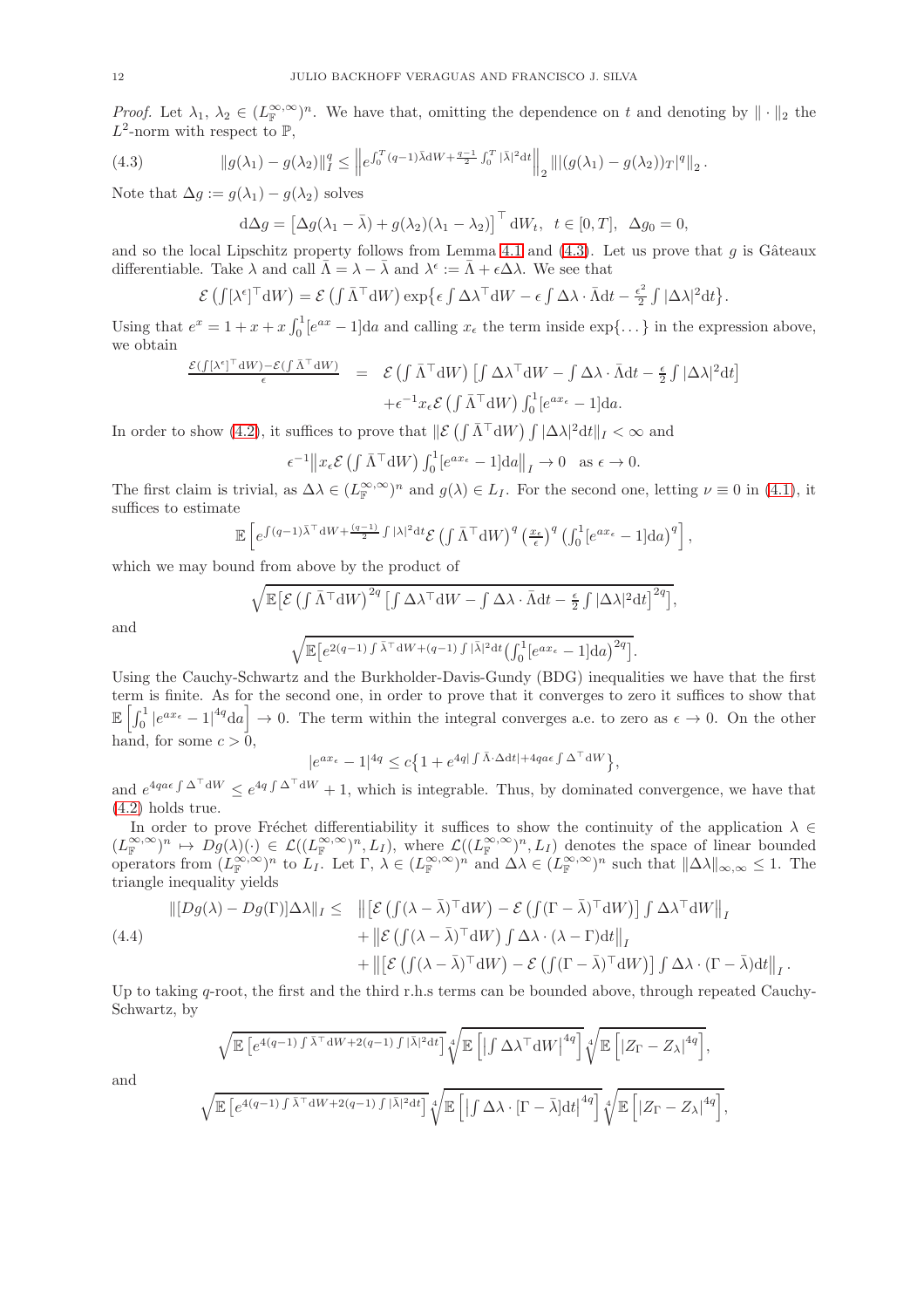*Proof.* Let $\lambda_1$, $\lambda_2 \in (L^{\infty,\infty}_{\mathbb{F}})^n$. We have that, omitting the dependence on $t$ and denoting by $\|\cdot\|_2$ the $L^2$-norm with respect to $\mathbb{P}$,

$$
\|g(\lambda_1) - g(\lambda_2)\|_I^q \leq \left\| e^{\int_0^T (q-1)\bar{\lambda} \mathrm{d}W + \frac{q-1}{2}\int_0^T |\bar{\lambda}|^2 \mathrm{d}t} \right\|_2 \| |(g(\lambda_1) - g(\lambda_2))_T|^q \|_2 . \tag{4.3}
$$

Note that $\Delta g := g(\lambda_1) - g(\lambda_2)$ solves

$$
\mathrm{d}\Delta g = \left[ \Delta g(\lambda_1 - \bar{\lambda}) + g(\lambda_2)(\lambda_1 - \lambda_2) \right]^\top \mathrm{d}W_t, \ \ t \in [0,T], \ \ \Delta g_0 = 0,
$$

and so the local Lipschitz property follows from Lemma 4.1 and (4.3). Let us prove that $g$ is Gâteaux differentiable. Take $\lambda$ and call $\bar{\Lambda} = \lambda - \bar{\lambda}$ and $\lambda^\epsilon := \bar{\Lambda} + \epsilon \Delta \lambda$. We see that

$$
\mathcal{E}\left(\int [\lambda^\epsilon]^\top \mathrm{d}W\right) = \mathcal{E}\left(\int \bar{\Lambda}^\top \mathrm{d}W\right) \exp\left\{ \epsilon \int \Delta\lambda^\top \mathrm{d}W - \epsilon \int \Delta\lambda \cdot \bar{\Lambda} \mathrm{d}t - \tfrac{\epsilon^2}{2} \int |\Delta\lambda|^2 \mathrm{d}t \right\}.
$$

Using that $e^x = 1 + x + x\int_0^1 [e^{ax} - 1]\mathrm{d}a$ and calling $x_\epsilon$ the term inside $\exp\{\dots\}$ in the expression above, we obtain

$$
\begin{aligned}
\tfrac{\mathcal{E}(\int [\lambda^\epsilon]^\top \mathrm{d}W) - \mathcal{E}(\int \bar{\Lambda}^\top \mathrm{d}W)}{\epsilon} \;&=\; \mathcal{E}\left(\int \bar{\Lambda}^\top \mathrm{d}W\right) \left[ \int \Delta\lambda^\top \mathrm{d}W - \int \Delta\lambda \cdot \bar{\Lambda} \mathrm{d}t - \tfrac{\epsilon}{2} \int |\Delta\lambda|^2 \mathrm{d}t \right] \\
&\quad + \epsilon^{-1} x_\epsilon \mathcal{E}\left(\int \bar{\Lambda}^\top \mathrm{d}W\right) \int_0^1 [e^{a x_\epsilon} - 1]\mathrm{d}a.
\end{aligned}
$$

In order to show (4.2), it suffices to prove that $\|\mathcal{E}\left(\int \bar{\Lambda}^\top \mathrm{d}W\right) \int |\Delta\lambda|^2 \mathrm{d}t\|_I < \infty$ and

$$
\epsilon^{-1} \left\| x_\epsilon \mathcal{E}\left(\int \bar{\Lambda}^\top \mathrm{d}W\right) \int_0^1 [e^{a x_\epsilon} - 1]\mathrm{d}a \right\|_I \to 0 \quad \text{as } \epsilon \to 0.
$$

The first claim is trivial, as $\Delta\lambda \in (L^{\infty,\infty}_{\mathbb{F}})^n$ and $g(\lambda) \in L_I$. For the second one, letting $\nu \equiv 0$ in (4.1), it suffices to estimate

$$
\mathbb{E}\left[ e^{\int (q-1)\bar{\lambda}^\top \mathrm{d}W + \frac{(q-1)}{2}\int |\lambda|^2 \mathrm{d}t} \mathcal{E}\left(\int \bar{\Lambda}^\top \mathrm{d}W\right)^q \left(\tfrac{x_\epsilon}{\epsilon}\right)^q \left( \int_0^1 [e^{a x_\epsilon} - 1]\mathrm{d}a \right)^q \right],
$$

which we may bound from above by the product of

$$
\sqrt{\mathbb{E}\left[ \mathcal{E}\left(\int \bar{\Lambda}^\top \mathrm{d}W\right)^{2q} \left[ \int \Delta\lambda^\top \mathrm{d}W - \int \Delta\lambda \cdot \bar{\Lambda} \mathrm{d}t - \tfrac{\epsilon}{2} \int |\Delta\lambda|^2 \mathrm{d}t \right]^{2q} \right]},
$$

and

$$
\sqrt{\mathbb{E}\left[ e^{2(q-1)\int \bar{\lambda}^\top \mathrm{d}W + (q-1)\int |\bar{\lambda}|^2 \mathrm{d}t} \left( \int_0^1 [e^{a x_\epsilon} - 1]\mathrm{d}a \right)^{2q} \right]}.
$$

Using the Cauchy-Schwartz and the Burkholder-Davis-Gundy (BDG) inequalities we have that the first term is finite. As for the second one, in order to prove that it converges to zero it suffices to show that $\mathbb{E}\left[ \int_0^1 |e^{a x_\epsilon} - 1|^{4q} \mathrm{d}a \right] \to 0$. The term within the integral converges a.e. to zero as $\epsilon \to 0$. On the other hand, for some $c > 0$,

$$
|e^{a x_\epsilon} - 1|^{4q} \leq c\left\{ 1 + e^{4q|\int \bar{\Lambda} \cdot \Delta \mathrm{d}t| + 4qa\epsilon \int \Delta^\top \mathrm{d}W} \right\},
$$

and $e^{4qa\epsilon \int \Delta^\top \mathrm{d}W} \leq e^{4q \int \Delta^\top \mathrm{d}W} + 1$, which is integrable. Thus, by dominated convergence, we have that (4.2) holds true.

In order to prove Fréchet differentiability it suffices to show the continuity of the application $\lambda \in (L^{\infty,\infty}_{\mathbb{F}})^n \mapsto Dg(\lambda)(\cdot) \in \mathcal{L}((L^{\infty,\infty}_{\mathbb{F}})^n, L_I)$, where $\mathcal{L}((L^{\infty,\infty}_{\mathbb{F}})^n, L_I)$ denotes the space of linear bounded operators from $(L^{\infty,\infty}_{\mathbb{F}})^n$ to $L_I$. Let $\Gamma$, $\lambda \in (L^{\infty,\infty}_{\mathbb{F}})^n$ and $\Delta\lambda \in (L^{\infty,\infty}_{\mathbb{F}})^n$ such that $\|\Delta\lambda\|_{\infty,\infty} \leq 1$. The triangle inequality yields

$$
\begin{aligned}
\|[Dg(\lambda) - Dg(\Gamma)]\Delta\lambda\|_I \leq \;& \left\| \left[ \mathcal{E}\left(\int (\lambda - \bar{\lambda})^\top \mathrm{d}W\right) - \mathcal{E}\left(\int (\Gamma - \bar{\lambda})^\top \mathrm{d}W\right) \right] \int \Delta\lambda^\top \mathrm{d}W \right\|_I \\
& + \left\| \mathcal{E}\left(\int (\lambda - \bar{\lambda})^\top \mathrm{d}W\right) \int \Delta\lambda \cdot (\lambda - \Gamma) \mathrm{d}t \right\|_I \\
& + \left\| \left[ \mathcal{E}\left(\int (\lambda - \bar{\lambda})^\top \mathrm{d}W\right) - \mathcal{E}\left(\int (\Gamma - \bar{\lambda})^\top \mathrm{d}W\right) \right] \int \Delta\lambda \cdot (\Gamma - \bar{\lambda}) \mathrm{d}t \right\|_I .
\end{aligned} \tag{4.4}
$$

Up to taking $q$-root, the first and the third r.h.s terms can be bounded above, through repeated Cauchy-Schwartz, by

$$
\sqrt{\mathbb{E}\left[ e^{4(q-1)\int \bar{\lambda}^\top \mathrm{d}W + 2(q-1)\int |\bar{\lambda}|^2 \mathrm{d}t} \right]} \sqrt[4]{\mathbb{E}\left[ \left| \int \Delta\lambda^\top \mathrm{d}W \right|^{4q} \right]} \sqrt[4]{\mathbb{E}\left[ |Z_\Gamma - Z_\lambda|^{4q} \right]},
$$

and

$$
\sqrt{\mathbb{E}\left[ e^{4(q-1)\int \bar{\lambda}^\top \mathrm{d}W + 2(q-1)\int |\bar{\lambda}|^2 \mathrm{d}t} \right]} \sqrt[4]{\mathbb{E}\left[ \left| \int \Delta\lambda \cdot [\Gamma - \bar{\lambda}] \mathrm{d}t \right|^{4q} \right]} \sqrt[4]{\mathbb{E}\left[ |Z_\Gamma - Z_\lambda|^{4q} \right]},
$$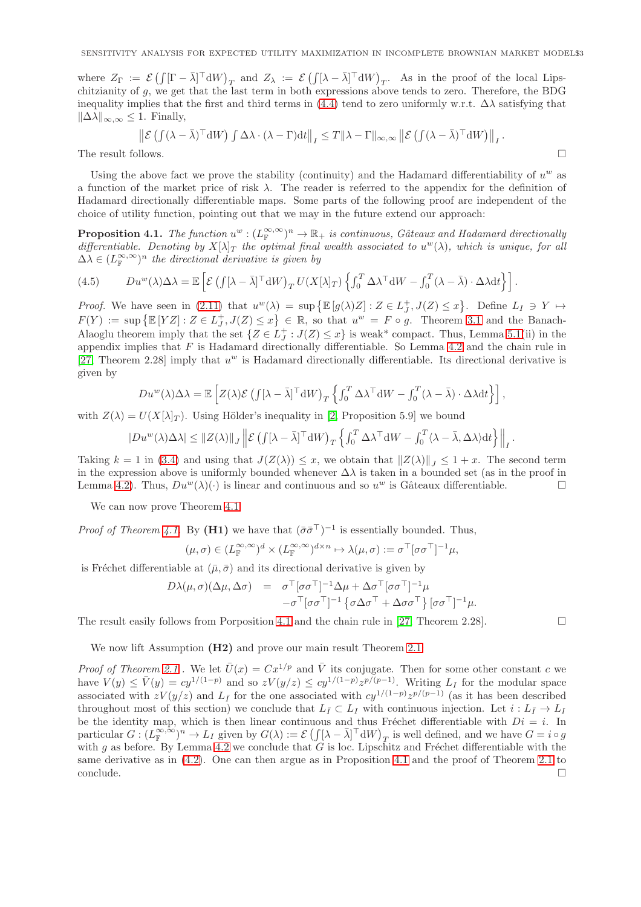where $Z_\Gamma := \mathcal{E}\left(\int[\Gamma-\bar\lambda]^\top \mathrm{d}W\right)_T$ and $Z_\lambda := \mathcal{E}\left(\int[\lambda-\bar\lambda]^\top \mathrm{d}W\right)_T$. As in the proof of the local Lipschitzianity of $g$, we get that the last term in both expressions above tends to zero. Therefore, the BDG inequality implies that the first and third terms in (4.4) tend to zero uniformly w.r.t. $\Delta\lambda$ satisfying that $\|\Delta\lambda\|_{\infty,\infty} \le 1$. Finally,

$$\left\|\mathcal{E}\left(\int(\lambda-\bar\lambda)^\top \mathrm{d}W\right)\int \Delta\lambda\cdot(\lambda-\Gamma)\mathrm{d}t\right\|_I \le T\|\lambda-\Gamma\|_{\infty,\infty}\left\|\mathcal{E}\left(\int(\lambda-\bar\lambda)^\top \mathrm{d}W\right)\right\|_I.$$

The result follows. □

Using the above fact we prove the stability (continuity) and the Hadamard differentiability of $u^w$ as a function of the market price of risk $\lambda$. The reader is referred to the appendix for the definition of Hadamard directionally differentiable maps. Some parts of the following proof are independent of the choice of utility function, pointing out that we may in the future extend our approach:

**Proposition 4.1.** *The function $u^w : (L^{\infty,\infty}_{\mathbb{F}})^n \to \mathbb{R}_+$ is continuous, Gâteaux and Hadamard directionally differentiable. Denoting by $X[\lambda]_T$ the optimal final wealth associated to $u^w(\lambda)$, which is unique, for all $\Delta\lambda \in (L^{\infty,\infty}_{\mathbb{F}})^n$ the directional derivative is given by*

$$Du^w(\lambda)\Delta\lambda = \mathbb{E}\left[\mathcal{E}\left(\int[\lambda-\bar\lambda]^\top \mathrm{d}W\right)_T U(X[\lambda]_T)\left\{\int_0^T \Delta\lambda^\top \mathrm{d}W - \int_0^T(\lambda-\bar\lambda)\cdot\Delta\lambda \mathrm{d}t\right\}\right]. \tag{4.5}$$

*Proof.* We have seen in (2.11) that $u^w(\lambda) = \sup\left\{\mathbb{E}\left[g(\lambda)Z\right] : Z \in L^+_J, J(Z) \le x\right\}$. Define $L_I \ni Y \mapsto F(Y) := \sup\left\{\mathbb{E}\left[YZ\right] : Z \in L^+_J, J(Z) \le x\right\} \in \mathbb{R}$, so that $u^w = F\circ g$. Theorem 3.1 and the Banach-Alaoglu theorem imply that the set $\{Z \in L^+_J : J(Z) \le x\}$ is weak* compact. Thus, Lemma 5.1(ii) in the appendix implies that $F$ is Hadamard directionally differentiable. So Lemma 4.2 and the chain rule in [27, Theorem 2.28] imply that $u^w$ is Hadamard directionally differentiable. Its directional derivative is given by

$$Du^w(\lambda)\Delta\lambda = \mathbb{E}\left[Z(\lambda)\mathcal{E}\left(\int[\lambda-\bar\lambda]^\top \mathrm{d}W\right)_T\left\{\int_0^T \Delta\lambda^\top \mathrm{d}W - \int_0^T(\lambda-\bar\lambda)\cdot\Delta\lambda \mathrm{d}t\right\}\right],$$

with $Z(\lambda) = U(X[\lambda]_T)$. Using Hölder's inequality in [2, Proposition 5.9] we bound

$$|Du^w(\lambda)\Delta\lambda| \le \|Z(\lambda)\|_J\left\|\mathcal{E}\left(\int[\lambda-\bar\lambda]^\top \mathrm{d}W\right)_T\left\{\int_0^T \Delta\lambda^\top \mathrm{d}W - \int_0^T\langle\lambda-\bar\lambda,\Delta\lambda\rangle \mathrm{d}t\right\}\right\|_I.$$

Taking $k=1$ in (3.4) and using that $J(Z(\lambda)) \le x$, we obtain that $\|Z(\lambda)\|_J \le 1+x$. The second term in the expression above is uniformly bounded whenever $\Delta\lambda$ is taken in a bounded set (as in the proof in Lemma 4.2). Thus, $Du^w(\lambda)(\cdot)$ is linear and continuous and so $u^w$ is Gâteaux differentiable. □

We can now prove Theorem 4.1.

*Proof of Theorem 4.1.* By **(H1)** we have that $(\bar\sigma\bar\sigma^\top)^{-1}$ is essentially bounded. Thus,

$$(\mu,\sigma) \in (L^{\infty,\infty}_{\mathbb{F}})^d \times (L^{\infty,\infty}_{\mathbb{F}})^{d\times n} \mapsto \lambda(\mu,\sigma) := \sigma^\top[\sigma\sigma^\top]^{-1}\mu,$$

is Fréchet differentiable at $(\bar\mu,\bar\sigma)$ and its directional derivative is given by

$$\begin{aligned} D\lambda(\mu,\sigma)(\Delta\mu,\Delta\sigma) &= \sigma^\top[\sigma\sigma^\top]^{-1}\Delta\mu + \Delta\sigma^\top[\sigma\sigma^\top]^{-1}\mu \\ &\quad -\sigma^\top[\sigma\sigma^\top]^{-1}\left\{\sigma\Delta\sigma^\top + \Delta\sigma\sigma^\top\right\}[\sigma\sigma^\top]^{-1}\mu. \end{aligned}$$

The result easily follows from Porposition 4.1 and the chain rule in [27, Theorem 2.28]. □

We now lift Assumption **(H2)** and prove our main result Theorem 2.1.

*Proof of Theorem 2.1.* We let $\bar U(x) = Cx^{1/p}$ and $\bar V$ its conjugate. Then for some other constant $c$ we have $V(y) \le \bar V(y) = cy^{1/(1-p)}$ and so $zV(y/z) \le cy^{1/(1-p)}z^{p/(p-1)}$. Writing $L_I$ for the modular space associated with $zV(y/z)$ and $L_{\bar I}$ for the one associated with $cy^{1/(1-p)}z^{p/(p-1)}$ (as it has been described throughout most of this section) we conclude that $L_{\bar I} \subset L_I$ with continuous injection. Let $i : L_{\bar I} \to L_I$ be the identity map, which is then linear continuous and thus Fréchet differentiable with $Di = i$. In particular $G : (L^{\infty,\infty}_{\mathbb{F}})^n \to L_I$ given by $G(\lambda) := \mathcal{E}\left(\int[\lambda-\bar\lambda]^\top \mathrm{d}W\right)_T$ is well defined, and we have $G = i\circ g$ with $g$ as before. By Lemma 4.2 we conclude that $G$ is loc. Lipschitz and Fréchet differentiable with the same derivative as in (4.2). One can then argue as in Proposition 4.1 and the proof of Theorem 2.1 to conclude. □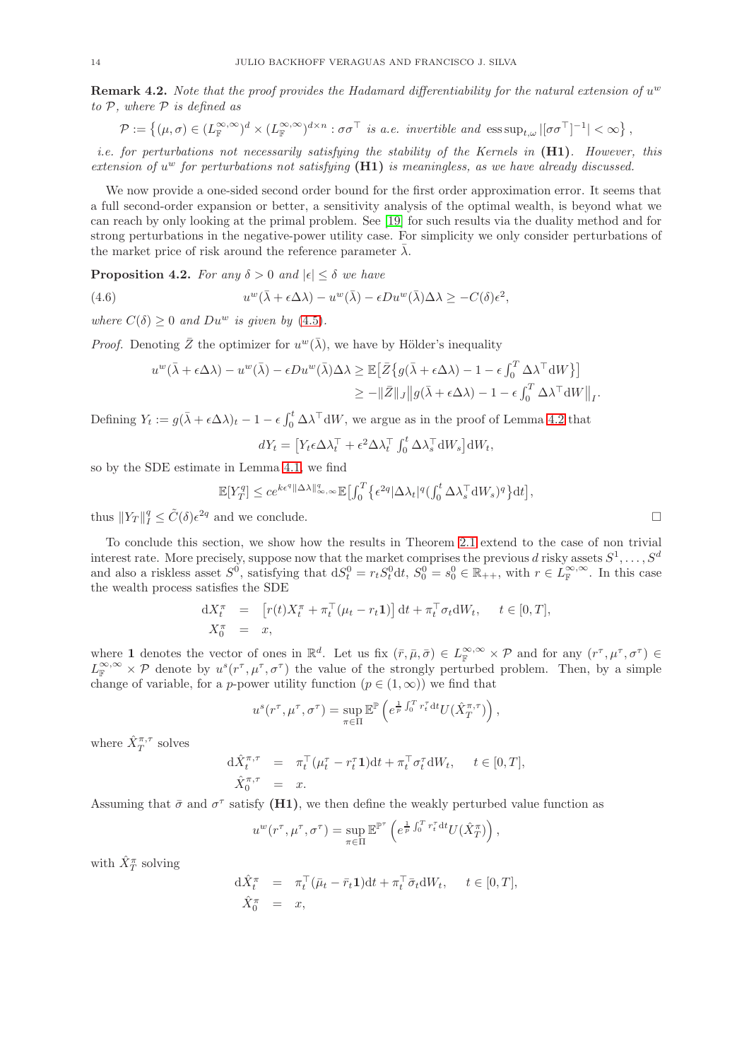**Remark 4.2.** *Note that the proof provides the Hadamard differentiability for the natural extension of $u^w$ to $\mathcal{P}$, where $\mathcal{P}$ is defined as*

$$\mathcal{P} := \left\{(\mu,\sigma) \in (L^{\infty,\infty}_{\mathbb{F}})^d \times (L^{\infty,\infty}_{\mathbb{F}})^{d\times n} : \sigma\sigma^\top \text{ is a.e. invertible and } \operatorname{ess\,sup}_{t,\omega} |[\sigma\sigma^\top]^{-1}| < \infty\right\},$$

*i.e. for perturbations not necessarily satisfying the stability of the Kernels in* **(H1)**. *However, this extension of $u^w$ for perturbations not satisfying* **(H1)** *is meaningless, as we have already discussed.*

We now provide a one-sided second order bound for the first order approximation error. It seems that a full second-order expansion or better, a sensitivity analysis of the optimal wealth, is beyond what we can reach by only looking at the primal problem. See [19] for such results via the duality method and for strong perturbations in the negative-power utility case. For simplicity we only consider perturbations of the market price of risk around the reference parameter $\bar{\lambda}$.

**Proposition 4.2.** *For any $\delta > 0$ and $|\epsilon| \leq \delta$ we have*

$$u^w(\bar{\lambda} + \epsilon\Delta\lambda) - u^w(\bar{\lambda}) - \epsilon Du^w(\bar{\lambda})\Delta\lambda \geq -C(\delta)\epsilon^2, \tag{4.6}$$

*where $C(\delta) \geq 0$ and $Du^w$ is given by (4.5).*

*Proof.* Denoting $\bar{Z}$ the optimizer for $u^w(\bar{\lambda})$, we have by Hölder's inequality

$$\begin{aligned} u^w(\bar{\lambda} + \epsilon\Delta\lambda) - u^w(\bar{\lambda}) - \epsilon Du^w(\bar{\lambda})\Delta\lambda &\geq \mathbb{E}\big[\bar{Z}\big\{g(\bar{\lambda}+\epsilon\Delta\lambda) - 1 - \epsilon\textstyle\int_0^T \Delta\lambda^\top \mathrm{d}W\big\}\big] \\ &\geq -\|\bar{Z}\|_J \big\|g(\bar{\lambda}+\epsilon\Delta\lambda) - 1 - \epsilon\textstyle\int_0^T \Delta\lambda^\top \mathrm{d}W\big\|_I. \end{aligned}$$

Defining $Y_t := g(\bar{\lambda}+\epsilon\Delta\lambda)_t - 1 - \epsilon\int_0^t \Delta\lambda^\top \mathrm{d}W$, we argue as in the proof of Lemma 4.2 that

$$dY_t = \big[Y_t\epsilon\Delta\lambda_t^\top + \epsilon^2\Delta\lambda_t^\top \textstyle\int_0^t \Delta\lambda_s^\top \mathrm{d}W_s\big]\mathrm{d}W_t,$$

so by the SDE estimate in Lemma 4.1, we find

$$\mathbb{E}[Y_T^q] \leq ce^{k\epsilon^q\|\Delta\lambda\|^q_{\infty,\infty}}\mathbb{E}\big[\textstyle\int_0^T \big\{\epsilon^{2q}|\Delta\lambda_t|^q(\int_0^t \Delta\lambda_s^\top \mathrm{d}W_s)^q\big\}\mathrm{d}t\big],$$

thus $\|Y_T\|_I^q \leq \tilde{C}(\delta)\epsilon^{2q}$ and we conclude. $\square$

To conclude this section, we show how the results in Theorem 2.1 extend to the case of non trivial interest rate. More precisely, suppose now that the market comprises the previous $d$ risky assets $S^1,\dots,S^d$ and also a riskless asset $S^0$, satisfying that $\mathrm{d}S^0_t = r_tS^0_t\mathrm{d}t$, $S^0_0 = s^0_0 \in \mathbb{R}_{++}$, with $r \in L^{\infty,\infty}_{\mathbb{F}}$. In this case the wealth process satisfies the SDE

$$\begin{aligned} \mathrm{d}X^\pi_t &= \big[r(t)X^\pi_t + \pi_t^\top(\mu_t - r_t\mathbf{1})\big]\mathrm{d}t + \pi_t^\top\sigma_t\mathrm{d}W_t, \quad t\in[0,T], \\ X^\pi_0 &= x, \end{aligned}$$

where $\mathbf{1}$ denotes the vector of ones in $\mathbb{R}^d$. Let us fix $(\bar{r},\bar{\mu},\bar{\sigma}) \in L^{\infty,\infty}_{\mathbb{F}} \times \mathcal{P}$ and for any $(r^\tau,\mu^\tau,\sigma^\tau) \in L^{\infty,\infty}_{\mathbb{F}} \times \mathcal{P}$ denote by $u^s(r^\tau,\mu^\tau,\sigma^\tau)$ the value of the strongly perturbed problem. Then, by a simple change of variable, for a $p$-power utility function ($p\in(1,\infty)$) we find that

$$u^s(r^\tau,\mu^\tau,\sigma^\tau) = \sup_{\pi\in\Pi}\mathbb{E}^{\mathbb{P}}\left(e^{\frac{1}{p}\int_0^T r^\tau_t\mathrm{d}t}U(\hat{X}^{\pi,\tau}_T)\right),$$

where $\hat{X}^{\pi,\tau}_T$ solves

$$\begin{aligned} \mathrm{d}\hat{X}^{\pi,\tau}_t &= \pi_t^\top(\mu^\tau_t - r^\tau_t\mathbf{1})\mathrm{d}t + \pi_t^\top\sigma^\tau_t\mathrm{d}W_t, \quad t\in[0,T], \\ \hat{X}^{\pi,\tau}_0 &= x. \end{aligned}$$

Assuming that $\bar{\sigma}$ and $\sigma^\tau$ satisfy **(H1)**, we then define the weakly perturbed value function as

$$u^w(r^\tau,\mu^\tau,\sigma^\tau) = \sup_{\pi\in\Pi}\mathbb{E}^{\mathbb{P}^\tau}\left(e^{\frac{1}{p}\int_0^T r^\tau_t\mathrm{d}t}U(\hat{X}^{\pi}_T)\right),$$

with $\hat{X}^\pi_T$ solving

$$\begin{aligned} \mathrm{d}\hat{X}^{\pi}_t &= \pi_t^\top(\bar{\mu}_t - \bar{r}_t\mathbf{1})\mathrm{d}t + \pi_t^\top\bar{\sigma}_t\mathrm{d}W_t, \quad t\in[0,T], \\ \hat{X}^{\pi}_0 &= x, \end{aligned}$$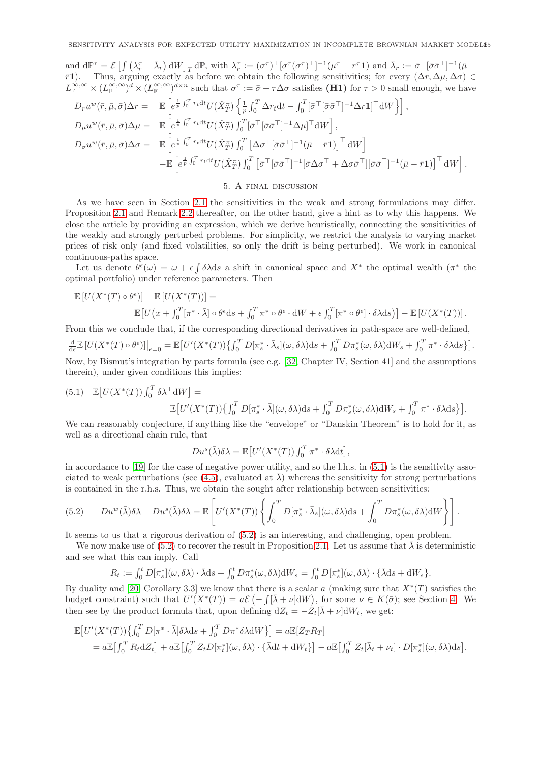and $d\mathbb{P}^\tau = \mathcal{E}\left[\int \left(\lambda^\tau_r - \bar\lambda_r\right) dW\right]_T d\mathbb{P}$, with $\lambda^\tau_r := (\sigma^\tau)^\top[\sigma^\tau(\sigma^\tau)^\top]^{-1}(\mu^\tau - r^\tau\mathbf{1})$ and $\bar\lambda_r := \bar\sigma^\top[\bar\sigma\bar\sigma^\top]^{-1}(\bar\mu - \bar r\mathbf{1})$. Thus, arguing exactly as before we obtain the following sensitivities; for every $(\Delta r, \Delta\mu, \Delta\sigma) \in L^{\infty,\infty}_{\mathbb{F}} \times (L^{\infty,\infty}_{\mathbb{F}})^d \times (L^{\infty,\infty}_{\mathbb{F}})^{d\times n}$ such that $\sigma^\tau := \bar\sigma + \tau\Delta\sigma$ satisfies **(H1)** for $\tau > 0$ small enough, we have

$$
\begin{aligned}
D_r u^w(\bar r, \bar\mu, \bar\sigma)\Delta r = &\ \mathbb{E}\left[e^{\frac{1}{p}\int_0^T r_t dt} U(\hat X^\pi_T)\left\{\frac{1}{p}\int_0^T \Delta r_t dt - \int_0^T [\bar\sigma^\top[\bar\sigma\bar\sigma^\top]^{-1}\Delta r\mathbf{1}]^\top dW\right\}\right],\\
D_\mu u^w(\bar r, \bar\mu, \bar\sigma)\Delta \mu = &\ \mathbb{E}\left[e^{\frac{1}{p}\int_0^T r_t dt} U(\hat X^\pi_T)\int_0^T [\bar\sigma^\top[\bar\sigma\bar\sigma^\top]^{-1}\Delta\mu]^\top dW\right],\\
D_\sigma u^w(\bar r, \bar\mu, \bar\sigma)\Delta \sigma = &\ \mathbb{E}\left[e^{\frac{1}{p}\int_0^T r_t dt} U(\hat X^\pi_T)\int_0^T \left[\Delta\sigma^\top[\bar\sigma\bar\sigma^\top]^{-1}(\bar\mu - \bar r\mathbf{1})\right]^\top dW\right]\\
&-\mathbb{E}\left[e^{\frac{1}{p}\int_0^T r_t dt} U(\hat X^\pi_T)\int_0^T \left[\bar\sigma^\top[\bar\sigma\bar\sigma^\top]^{-1}[\bar\sigma\Delta\sigma^\top + \Delta\sigma\bar\sigma^\top][\bar\sigma\bar\sigma^\top]^{-1}(\bar\mu - \bar r\mathbf{1})\right]^\top dW\right].
\end{aligned}
$$

## 5. A final discussion

As we have seen in Section 2.1 the sensitivities in the weak and strong formulations may differ. Proposition 2.1 and Remark 2.2 thereafter, on the other hand, give a hint as to why this happens. We close the article by providing an expression, which we derive heuristically, connecting the sensitivities of the weakly and strongly perturbed problems. For simplicity, we restrict the analysis to varying market prices of risk only (and fixed volatilities, so only the drift is being perturbed). We work in canonical continuous-paths space.

Let us denote $\theta^\epsilon(\omega) = \omega + \epsilon\int\delta\lambda ds$ a shift in canonical space and $X^*$ the optimal wealth ($\pi^*$ the optimal portfolio) under reference parameters. Then

$$
\mathbb{E}\left[U(X^*(T)\circ\theta^\epsilon)\right] - \mathbb{E}\left[U(X^*(T))\right] = \\
\mathbb{E}\big[U\big(x + \textstyle\int_0^T [\pi^*\cdot\bar\lambda]\circ\theta^\epsilon ds + \int_0^T \pi^*\circ\theta^\epsilon\cdot dW + \epsilon\int_0^T[\pi^*\circ\theta^\epsilon]\cdot\delta\lambda ds\big)\big] - \mathbb{E}\left[U(X^*(T))\right].
$$

From this we conclude that, if the corresponding directional derivatives in path-space are well-defined,

$$
\tfrac{d}{d\epsilon}\mathbb{E}\left[U(X^*(T)\circ\theta^\epsilon)\right]\big|_{\epsilon=0} = \mathbb{E}\big[U'(X^*(T))\big\{\textstyle\int_0^T D[\pi^*_s\cdot\bar\lambda_s](\omega,\delta\lambda)ds + \int_0^T D\pi^*_s(\omega,\delta\lambda)dW_s + \int_0^T\pi^*\cdot\delta\lambda ds\big\}\big].
$$

Now, by Bismut's integration by parts formula (see e.g. [32, Chapter IV, Section 41] and the assumptions therein), under given conditions this implies:

$$
\mathbb{E}\big[U(X^*(T))\textstyle\int_0^T\delta\lambda^\top dW\big] = \\
\mathbb{E}\big[U'(X^*(T))\big\{\textstyle\int_0^T D[\pi^*_s\cdot\bar\lambda](\omega,\delta\lambda)ds + \int_0^T D\pi^*_s(\omega,\delta\lambda)dW_s + \int_0^T\pi^*\cdot\delta\lambda ds\big\}\big]. \tag{5.1}
$$

We can reasonably conjecture, if anything like the "envelope" or "Danskin Theorem" is to hold for it, as well as a directional chain rule, that

$$
Du^s(\bar\lambda)\delta\lambda = \mathbb{E}\big[U'(X^*(T))\textstyle\int_0^T\pi^*\cdot\delta\lambda dt\big],
$$

in accordance to [19] for the case of negative power utility, and so the l.h.s. in (5.1) is the sensitivity associated to weak perturbations (see (4.5), evaluated at $\bar\lambda$) whereas the sensitivity for strong perturbations is contained in the r.h.s. Thus, we obtain the sought after relationship between sensitivities:

$$
Du^w(\bar\lambda)\delta\lambda - Du^s(\bar\lambda)\delta\lambda = \mathbb{E}\left[U'(X^*(T))\left\{\int_0^T D[\pi^*_s\cdot\bar\lambda_s](\omega,\delta\lambda)ds + \int_0^T D\pi^*_s(\omega,\delta\lambda)dW\right\}\right]. \tag{5.2}
$$

It seems to us that a rigorous derivation of (5.2) is an interesting, and challenging, open problem.

We now make use of (5.2) to recover the result in Proposition 2.1. Let us assume that $\bar\lambda$ is deterministic and see what this can imply. Call

$$
R_t := \textstyle\int_0^t D[\pi^*_s](\omega,\delta\lambda)\cdot\bar\lambda ds + \int_0^t D\pi^*_s(\omega,\delta\lambda)dW_s = \int_0^t D[\pi^*_s](\omega,\delta\lambda)\cdot\{\bar\lambda ds + dW_s\}.
$$

By duality and [20, Corollary 3.3] we know that there is a scalar $a$ (making sure that $X^*(T)$ satisfies the budget constraint) such that $U'(X^*(T)) = a\mathcal{E}\left(-\int[\bar\lambda + \nu]dW\right)$, for some $\nu \in K(\bar\sigma)$; see Section 4. We then see by the product formula that, upon defining $dZ_t = -Z_t[\bar\lambda + \nu]dW_t$, we get:

$$
\begin{aligned}
&\mathbb{E}\big[U'(X^*(T))\big\{\textstyle\int_0^T D[\pi^*\cdot\bar\lambda]\delta\lambda ds + \int_0^T D\pi^*\delta\lambda dW\big\}\big] = a\mathbb{E}[Z_T R_T]\\
&\quad = a\mathbb{E}\big[\textstyle\int_0^T R_t dZ_t\big] + a\mathbb{E}\big[\int_0^T Z_t D[\pi^*_t](\omega,\delta\lambda)\cdot\{\bar\lambda dt + dW_t\}\big] - a\mathbb{E}\big[\int_0^T Z_t[\bar\lambda_t + \nu_t]\cdot D[\pi^*_s](\omega,\delta\lambda)ds\big].
\end{aligned}
$$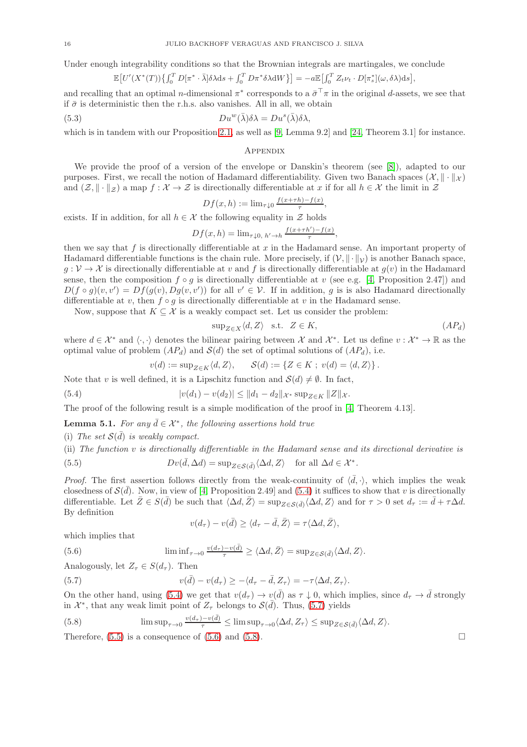Under enough integrability conditions so that the Brownian integrals are martingales, we conclude

$$\mathbb{E}\big[U'(X^*(T))\big\{\int_0^T D[\pi^* \cdot \bar{\lambda}]\delta\lambda \mathrm{d}s + \int_0^T D\pi^* \delta\lambda \mathrm{d}W\big\}\big] = -a\mathbb{E}\big[\int_0^T Z_t \nu_t \cdot D[\pi_s^*](\omega, \delta\lambda)\mathrm{d}s\big],$$

and recalling that an optimal $n$-dimensional $\pi^*$ corresponds to a $\bar{\sigma}^\top \pi$ in the original $d$-assets, we see that if $\bar{\sigma}$ is deterministic then the r.h.s. also vanishes. All in all, we obtain

$$Du^w(\bar{\lambda})\delta\lambda = Du^s(\bar{\lambda})\delta\lambda, \tag{5.3}$$

which is in tandem with our Proposition 2.1, as well as [9, Lemma 9.2] and [24, Theorem 3.1] for instance.

## Appendix

We provide the proof of a version of the envelope or Danskin's theorem (see [8]), adapted to our purposes. First, we recall the notion of Hadamard differentiability. Given two Banach spaces $(\mathcal{X}, \|\cdot\|_{\mathcal{X}})$ and $(\mathcal{Z}, \|\cdot\|_{\mathcal{Z}})$ a map $f: \mathcal{X} \to \mathcal{Z}$ is directionally differentiable at $x$ if for all $h \in \mathcal{X}$ the limit in $\mathcal{Z}$

$$Df(x,h) := \lim_{\tau \downarrow 0} \tfrac{f(x+\tau h) - f(x)}{\tau},$$

exists. If in addition, for all $h \in \mathcal{X}$ the following equality in $\mathcal{Z}$ holds

$$Df(x,h) = \lim_{\tau \downarrow 0,\, h' \to h} \tfrac{f(x+\tau h') - f(x)}{\tau},$$

then we say that $f$ is directionally differentiable at $x$ in the Hadamard sense. An important property of Hadamard differentiable functions is the chain rule. More precisely, if $(\mathcal{V}, \|\cdot\|_{\mathcal{V}})$ is another Banach space, $g: \mathcal{V} \to \mathcal{X}$ is directionally differentiable at $v$ and $f$ is directionally differentiable at $g(v)$ in the Hadamard sense, then the composition $f \circ g$ is directionally differentiable at $v$ (see e.g. [4, Proposition 2.47]) and $D(f \circ g)(v, v') = Df(g(v), Dg(v, v'))$ for all $v' \in \mathcal{V}$. If in addition, $g$ is is also Hadamard directionally differentiable at $v$, then $f \circ g$ is directionally differentiable at $v$ in the Hadamard sense.

Now, suppose that $K \subseteq \mathcal{X}$ is a weakly compact set. Let us consider the problem:

$$\sup_{Z \in X} \langle d, Z \rangle \quad \text{s.t.} \quad Z \in K, \tag{$AP_d$}$$

where $d \in \mathcal{X}^*$ and $\langle \cdot, \cdot \rangle$ denotes the bilinear pairing between $\mathcal{X}$ and $\mathcal{X}^*$. Let us define $v: \mathcal{X}^* \to \mathbb{R}$ as the optimal value of problem $(AP_d)$ and $\mathcal{S}(d)$ the set of optimal solutions of $(AP_d)$, i.e.

$$v(d) := \sup_{Z \in K} \langle d, Z \rangle, \qquad \mathcal{S}(d) := \{Z \in K \; ; \; v(d) = \langle d, Z \rangle\}.$$

Note that $v$ is well defined, it is a Lipschitz function and $\mathcal{S}(d) \neq \emptyset$. In fact,

$$|v(d_1) - v(d_2)| \leq \|d_1 - d_2\|_{\mathcal{X}^*} \sup_{Z \in K} \|Z\|_{\mathcal{X}}. \tag{5.4}$$

The proof of the following result is a simple modification of the proof in [4, Theorem 4.13].

**Lemma 5.1.** *For any $\bar{d} \in \mathcal{X}^*$, the following assertions hold true*

(i) *The set $\mathcal{S}(\bar{d})$ is weakly compact.*

(ii) *The function $v$ is directionally differentiable in the Hadamard sense and its directional derivative is*

$$Dv(\bar{d}, \Delta d) = \sup_{Z \in \mathcal{S}(\bar{d})} \langle \Delta d, Z \rangle \quad \text{for all } \Delta d \in \mathcal{X}^*. \tag{5.5}$$

*Proof.* The first assertion follows directly from the weak-continuity of $\langle \bar{d}, \cdot \rangle$, which implies the weak closedness of $\mathcal{S}(\bar{d})$. Now, in view of [4, Proposition 2.49] and (5.4) it suffices to show that $v$ is directionally differentiable. Let $\bar{Z} \in S(\bar{d})$ be such that $\langle \Delta d, \bar{Z} \rangle = \sup_{Z \in \mathcal{S}(\bar{d})} \langle \Delta d, Z \rangle$ and for $\tau > 0$ set $d_\tau := \bar{d} + \tau \Delta d$. By definition

$$v(d_\tau) - v(\bar{d}) \geq \langle d_\tau - \bar{d}, \bar{Z} \rangle = \tau \langle \Delta d, \bar{Z} \rangle,$$

which implies that

$$\liminf_{\tau \to 0} \tfrac{v(d_\tau) - v(\bar{d})}{\tau} \geq \langle \Delta d, \bar{Z} \rangle = \sup_{Z \in \mathcal{S}(\bar{d})} \langle \Delta d, Z \rangle. \tag{5.6}$$

Analogously, let $Z_\tau \in S(d_\tau)$. Then

$$v(\bar{d}) - v(d_\tau) \geq -\langle d_\tau - \bar{d}, Z_\tau \rangle = -\tau \langle \Delta d, Z_\tau \rangle. \tag{5.7}$$

On the other hand, using (5.4) we get that $v(d_\tau) \to v(\bar{d})$ as $\tau \downarrow 0$, which implies, since $d_\tau \to \bar{d}$ strongly in $\mathcal{X}^*$, that any weak limit point of $Z_\tau$ belongs to $\mathcal{S}(\bar{d})$. Thus, (5.7) yields

$$\limsup_{\tau \to 0} \tfrac{v(d_\tau) - v(\bar{d})}{\tau} \leq \limsup_{\tau \to 0} \langle \Delta d, Z_\tau \rangle \leq \sup_{Z \in \mathcal{S}(\bar{d})} \langle \Delta d, Z \rangle. \tag{5.8}$$

Therefore, (5.5) is a consequence of (5.6) and (5.8). □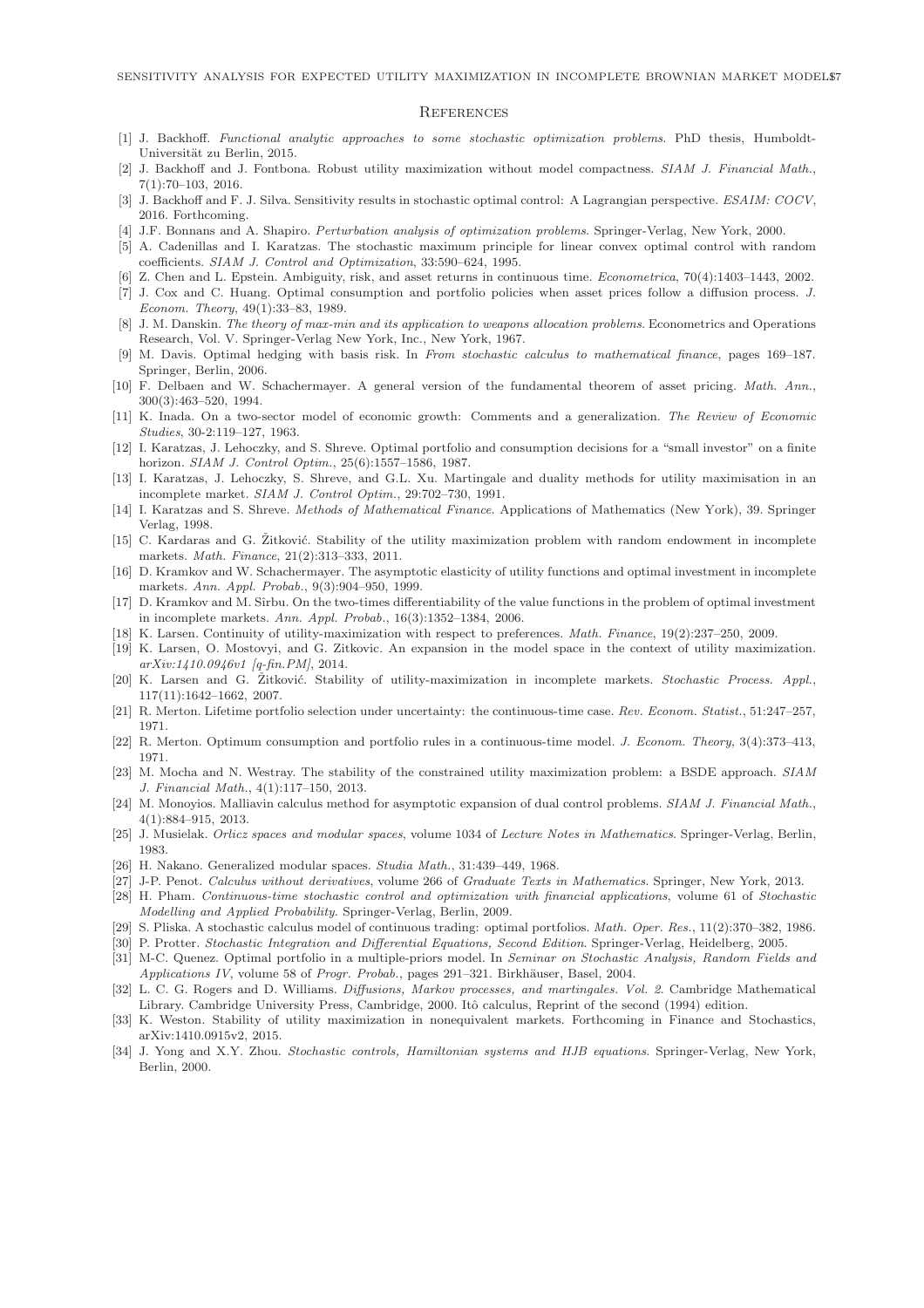## References

[1] J. Backhoff. *Functional analytic approaches to some stochastic optimization problems*. PhD thesis, Humboldt-Universität zu Berlin, 2015.

[2] J. Backhoff and J. Fontbona. Robust utility maximization without model compactness. *SIAM J. Financial Math.*, 7(1):70–103, 2016.

[3] J. Backhoff and F. J. Silva. Sensitivity results in stochastic optimal control: A Lagrangian perspective. *ESAIM: COCV*, 2016. Forthcoming.

[4] J.F. Bonnans and A. Shapiro. *Perturbation analysis of optimization problems*. Springer-Verlag, New York, 2000.

[5] A. Cadenillas and I. Karatzas. The stochastic maximum principle for linear convex optimal control with random coefficients. *SIAM J. Control and Optimization*, 33:590–624, 1995.

[6] Z. Chen and L. Epstein. Ambiguity, risk, and asset returns in continuous time. *Econometrica*, 70(4):1403–1443, 2002.

[7] J. Cox and C. Huang. Optimal consumption and portfolio policies when asset prices follow a diffusion process. *J. Econom. Theory*, 49(1):33–83, 1989.

[8] J. M. Danskin. *The theory of max-min and its application to weapons allocation problems*. Econometrics and Operations Research, Vol. V. Springer-Verlag New York, Inc., New York, 1967.

[9] M. Davis. Optimal hedging with basis risk. In *From stochastic calculus to mathematical finance*, pages 169–187. Springer, Berlin, 2006.

[10] F. Delbaen and W. Schachermayer. A general version of the fundamental theorem of asset pricing. *Math. Ann.*, 300(3):463–520, 1994.

[11] K. Inada. On a two-sector model of economic growth: Comments and a generalization. *The Review of Economic Studies*, 30-2:119–127, 1963.

[12] I. Karatzas, J. Lehoczky, and S. Shreve. Optimal portfolio and consumption decisions for a "small investor" on a finite horizon. *SIAM J. Control Optim.*, 25(6):1557–1586, 1987.

[13] I. Karatzas, J. Lehoczky, S. Shreve, and G.L. Xu. Martingale and duality methods for utility maximisation in an incomplete market. *SIAM J. Control Optim.*, 29:702–730, 1991.

[14] I. Karatzas and S. Shreve. *Methods of Mathematical Finance*. Applications of Mathematics (New York), 39. Springer Verlag, 1998.

[15] C. Kardaras and G. Žitković. Stability of the utility maximization problem with random endowment in incomplete markets. *Math. Finance*, 21(2):313–333, 2011.

[16] D. Kramkov and W. Schachermayer. The asymptotic elasticity of utility functions and optimal investment in incomplete markets. *Ann. Appl. Probab.*, 9(3):904–950, 1999.

[17] D. Kramkov and M. Sîrbu. On the two-times differentiability of the value functions in the problem of optimal investment in incomplete markets. *Ann. Appl. Probab.*, 16(3):1352–1384, 2006.

[18] K. Larsen. Continuity of utility-maximization with respect to preferences. *Math. Finance*, 19(2):237–250, 2009.

[19] K. Larsen, O. Mostovyi, and G. Zitkovic. An expansion in the model space in the context of utility maximization. *arXiv:1410.0946v1 [q-fin.PM]*, 2014.

[20] K. Larsen and G. Žitković. Stability of utility-maximization in incomplete markets. *Stochastic Process. Appl.*, 117(11):1642–1662, 2007.

[21] R. Merton. Lifetime portfolio selection under uncertainty: the continuous-time case. *Rev. Econom. Statist.*, 51:247–257, 1971.

[22] R. Merton. Optimum consumption and portfolio rules in a continuous-time model. *J. Econom. Theory*, 3(4):373–413, 1971.

[23] M. Mocha and N. Westray. The stability of the constrained utility maximization problem: a BSDE approach. *SIAM J. Financial Math.*, 4(1):117–150, 2013.

[24] M. Monoyios. Malliavin calculus method for asymptotic expansion of dual control problems. *SIAM J. Financial Math.*, 4(1):884–915, 2013.

[25] J. Musielak. *Orlicz spaces and modular spaces*, volume 1034 of *Lecture Notes in Mathematics*. Springer-Verlag, Berlin, 1983.

[26] H. Nakano. Generalized modular spaces. *Studia Math.*, 31:439–449, 1968.

[27] J-P. Penot. *Calculus without derivatives*, volume 266 of *Graduate Texts in Mathematics*. Springer, New York, 2013.

[28] H. Pham. *Continuous-time stochastic control and optimization with financial applications*, volume 61 of *Stochastic Modelling and Applied Probability*. Springer-Verlag, Berlin, 2009.

[29] S. Pliska. A stochastic calculus model of continuous trading: optimal portfolios. *Math. Oper. Res.*, 11(2):370–382, 1986.

[30] P. Protter. *Stochastic Integration and Differential Equations, Second Edition*. Springer-Verlag, Heidelberg, 2005.

[31] M-C. Quenez. Optimal portfolio in a multiple-priors model. In *Seminar on Stochastic Analysis, Random Fields and Applications IV*, volume 58 of *Progr. Probab.*, pages 291–321. Birkhäuser, Basel, 2004.

[32] L. C. G. Rogers and D. Williams. *Diffusions, Markov processes, and martingales. Vol. 2*. Cambridge Mathematical Library. Cambridge University Press, Cambridge, 2000. Itô calculus, Reprint of the second (1994) edition.

[33] K. Weston. Stability of utility maximization in nonequivalent markets. Forthcoming in Finance and Stochastics, arXiv:1410.0915v2, 2015.

[34] J. Yong and X.Y. Zhou. *Stochastic controls, Hamiltonian systems and HJB equations*. Springer-Verlag, New York, Berlin, 2000.